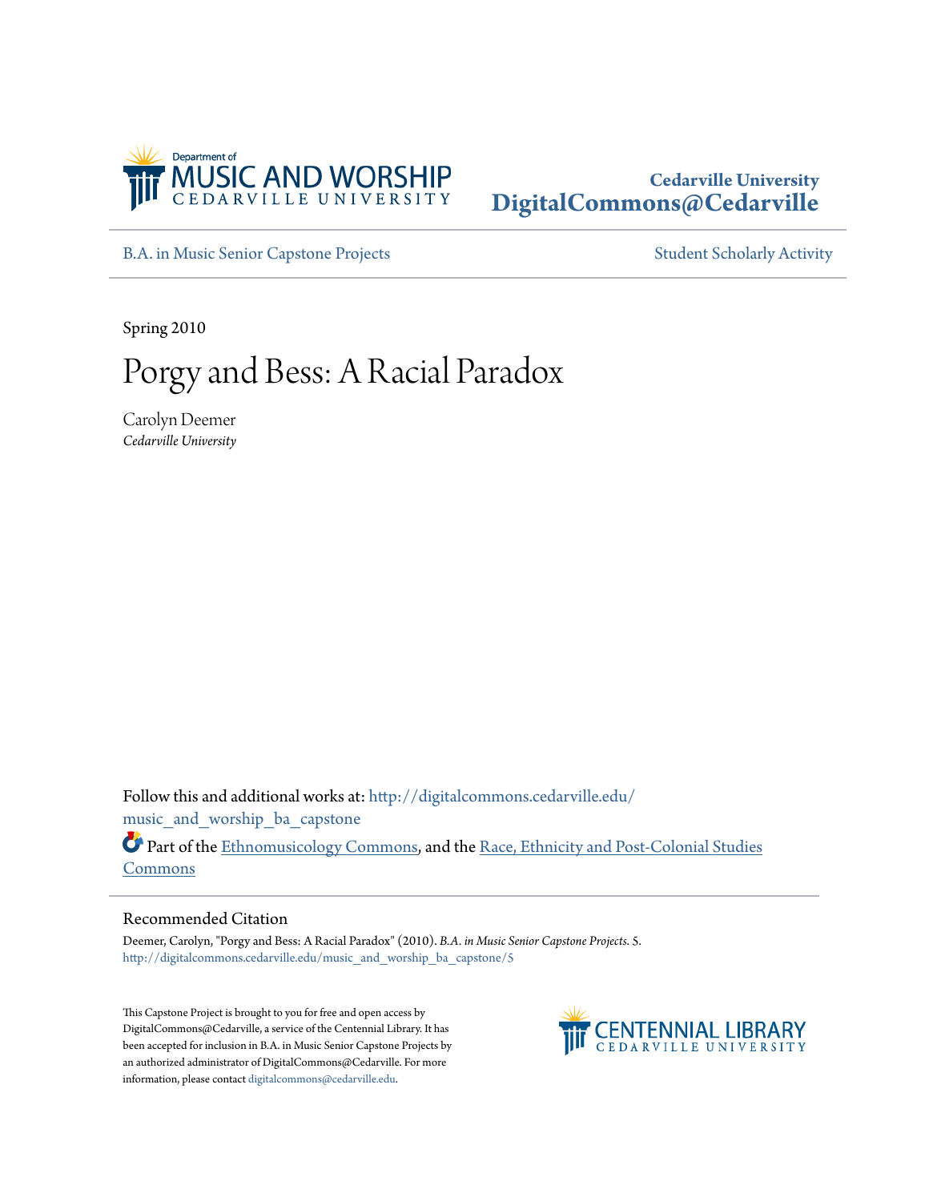Department of
MUSIC AND WORSHIP
CEDARVILLE UNIVERSITY

**Cedarville University**
**DigitalCommons@Cedarville**

B.A. in Music Senior Capstone Projects | Student Scholarly Activity

Spring 2010

# Porgy and Bess: A Racial Paradox

Carolyn Deemer
*Cedarville University*

Follow this and additional works at: http://digitalcommons.cedarville.edu/music_and_worship_ba_capstone

Part of the Ethnomusicology Commons, and the Race, Ethnicity and Post-Colonial Studies Commons

## Recommended Citation

Deemer, Carolyn, "Porgy and Bess: A Racial Paradox" (2010). *B.A. in Music Senior Capstone Projects.* 5.
http://digitalcommons.cedarville.edu/music_and_worship_ba_capstone/5

This Capstone Project is brought to you for free and open access by DigitalCommons@Cedarville, a service of the Centennial Library. It has been accepted for inclusion in B.A. in Music Senior Capstone Projects by an authorized administrator of DigitalCommons@Cedarville. For more information, please contact digitalcommons@cedarville.edu.

CENTENNIAL LIBRARY
CEDARVILLE UNIVERSITY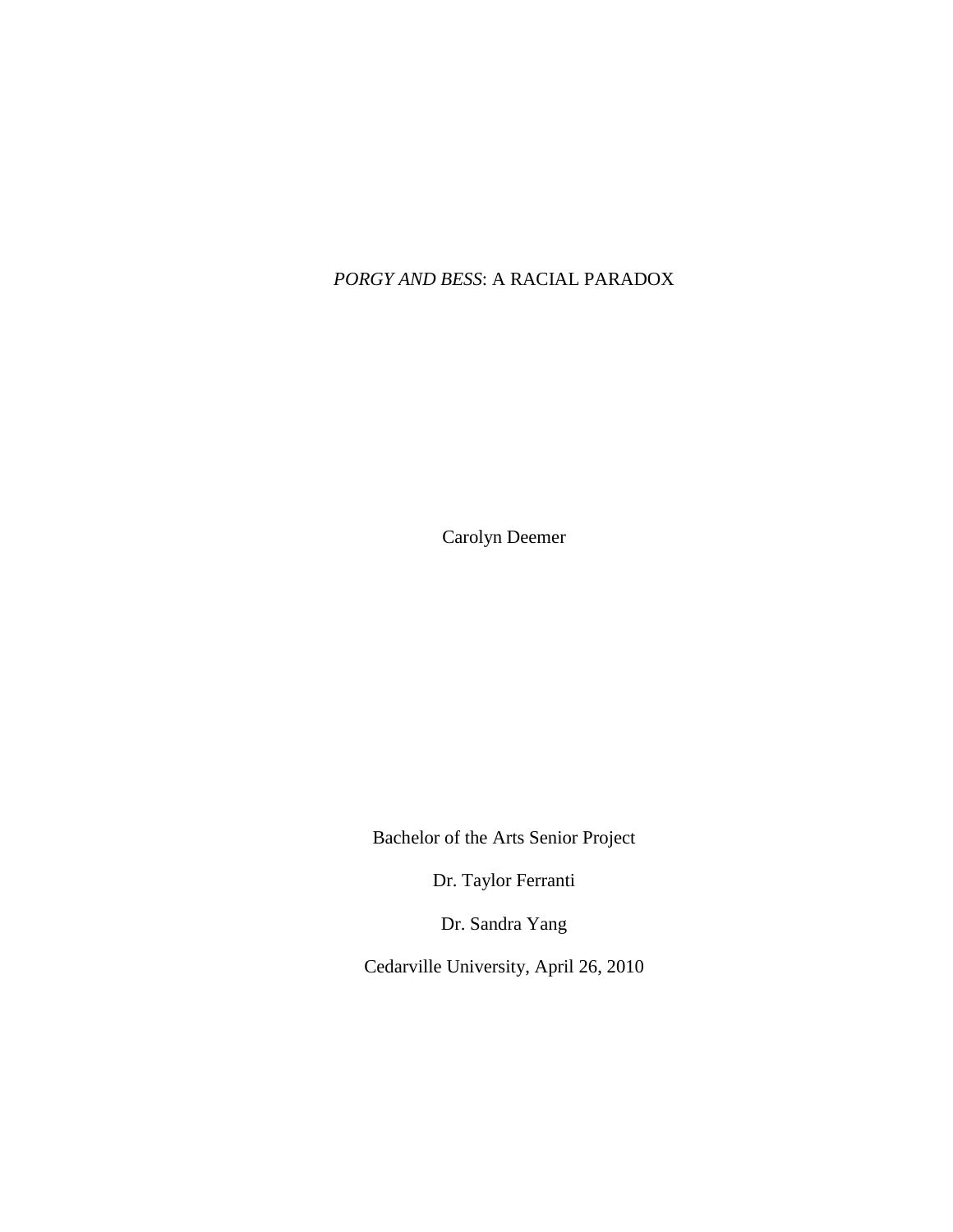*PORGY AND BESS*: A RACIAL PARADOX

Carolyn Deemer

Bachelor of the Arts Senior Project

Dr. Taylor Ferranti

Dr. Sandra Yang

Cedarville University, April 26, 2010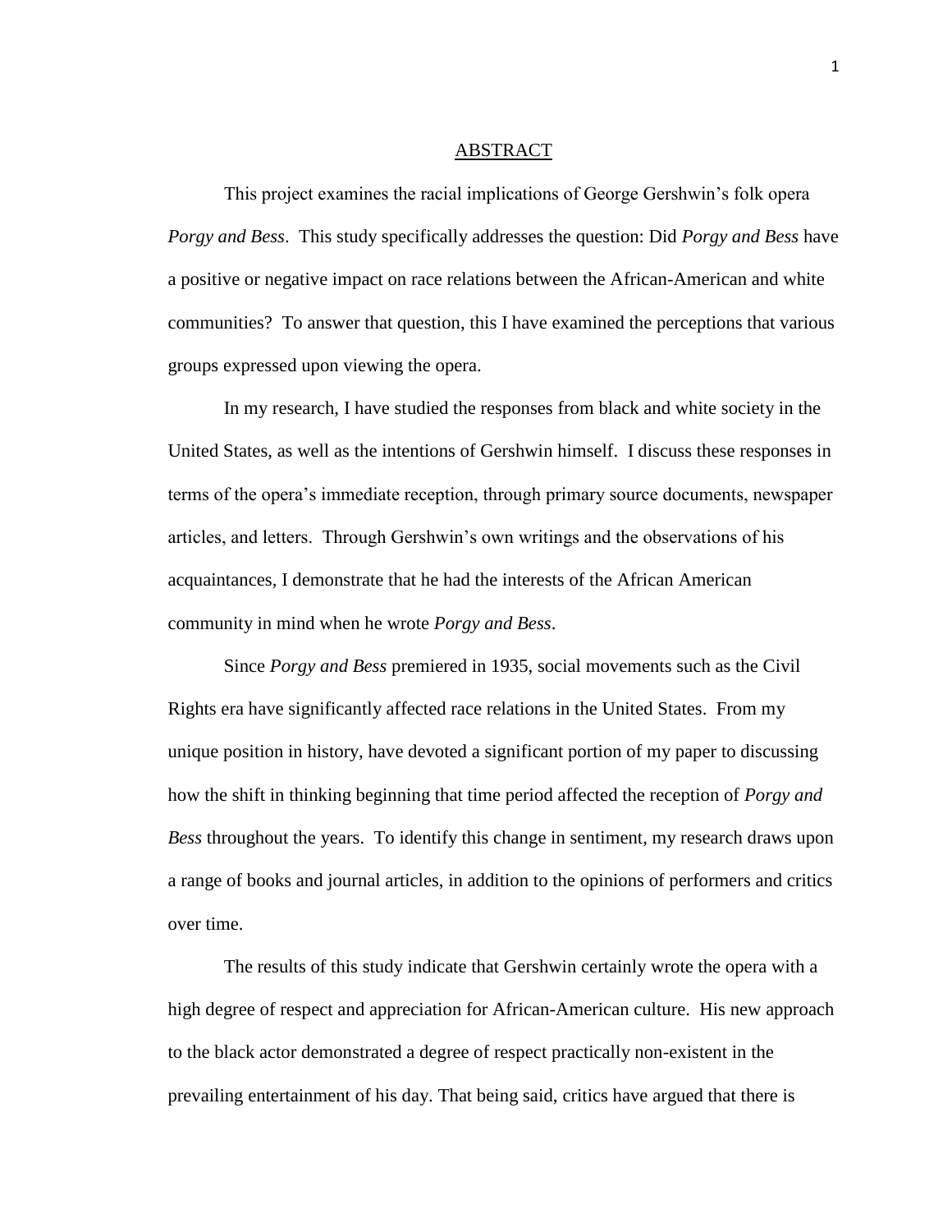# ABSTRACT

This project examines the racial implications of George Gershwin's folk opera *Porgy and Bess*. This study specifically addresses the question: Did *Porgy and Bess* have a positive or negative impact on race relations between the African-American and white communities? To answer that question, this I have examined the perceptions that various groups expressed upon viewing the opera.

In my research, I have studied the responses from black and white society in the United States, as well as the intentions of Gershwin himself. I discuss these responses in terms of the opera's immediate reception, through primary source documents, newspaper articles, and letters. Through Gershwin's own writings and the observations of his acquaintances, I demonstrate that he had the interests of the African American community in mind when he wrote *Porgy and Bess*.

Since *Porgy and Bess* premiered in 1935, social movements such as the Civil Rights era have significantly affected race relations in the United States. From my unique position in history, have devoted a significant portion of my paper to discussing how the shift in thinking beginning that time period affected the reception of *Porgy and Bess* throughout the years. To identify this change in sentiment, my research draws upon a range of books and journal articles, in addition to the opinions of performers and critics over time.

The results of this study indicate that Gershwin certainly wrote the opera with a high degree of respect and appreciation for African-American culture. His new approach to the black actor demonstrated a degree of respect practically non-existent in the prevailing entertainment of his day. That being said, critics have argued that there is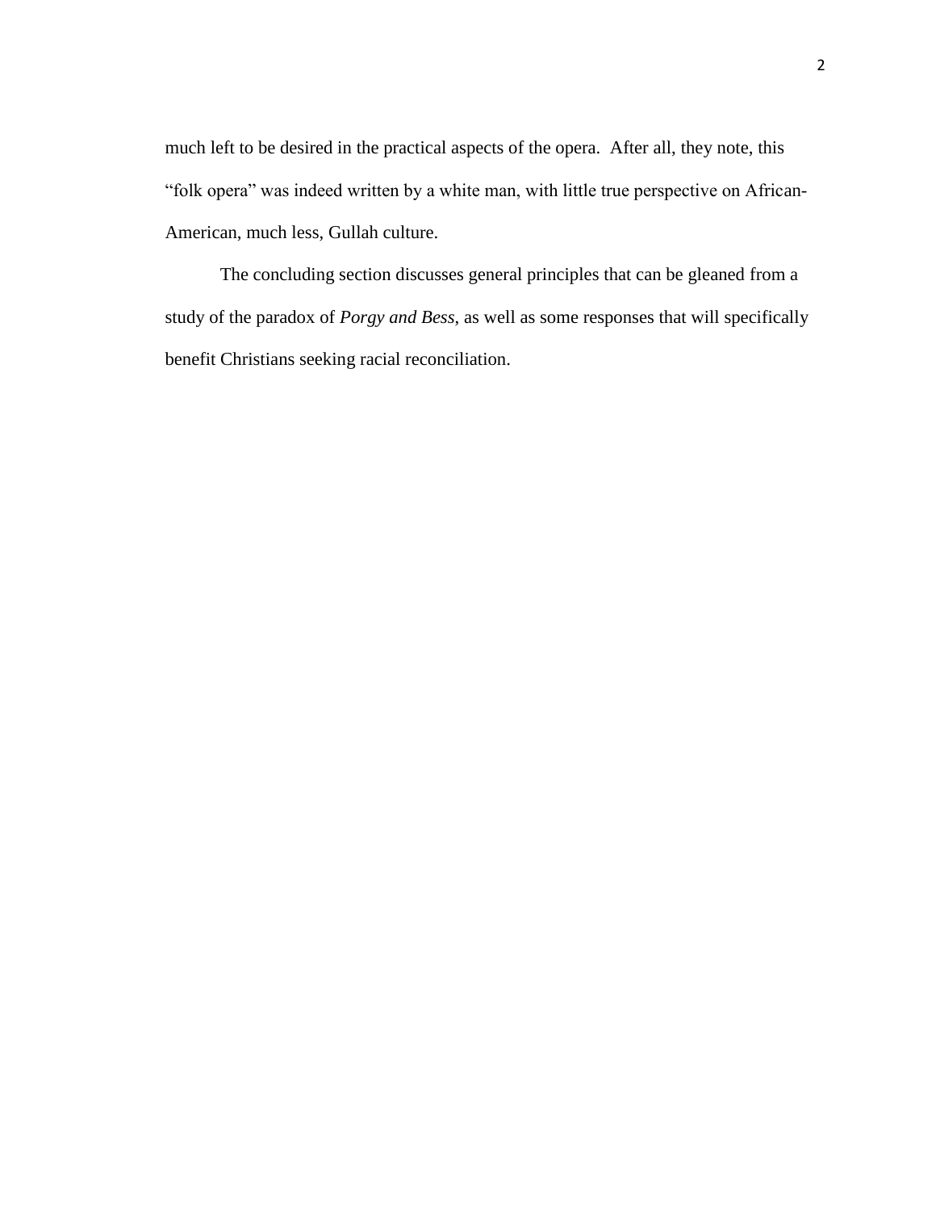much left to be desired in the practical aspects of the opera. After all, they note, this "folk opera" was indeed written by a white man, with little true perspective on African-American, much less, Gullah culture.

The concluding section discusses general principles that can be gleaned from a study of the paradox of *Porgy and Bess*, as well as some responses that will specifically benefit Christians seeking racial reconciliation.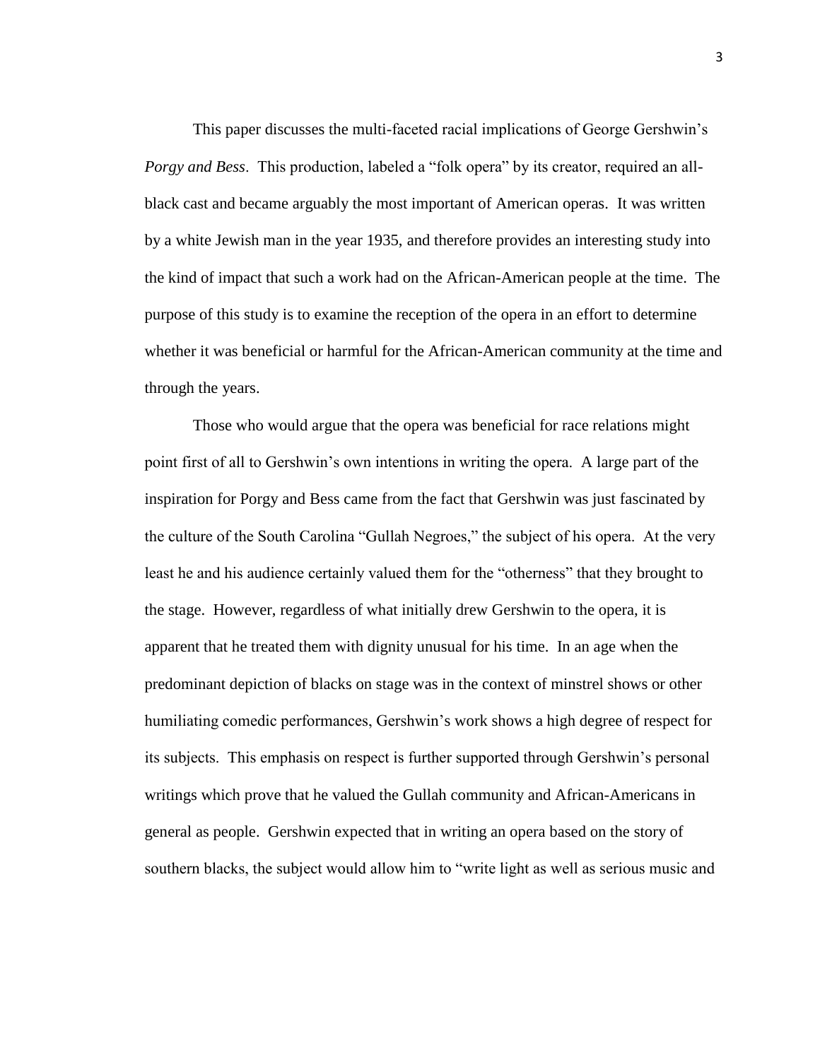This paper discusses the multi-faceted racial implications of George Gershwin's *Porgy and Bess*. This production, labeled a "folk opera" by its creator, required an all-black cast and became arguably the most important of American operas. It was written by a white Jewish man in the year 1935, and therefore provides an interesting study into the kind of impact that such a work had on the African-American people at the time. The purpose of this study is to examine the reception of the opera in an effort to determine whether it was beneficial or harmful for the African-American community at the time and through the years.

Those who would argue that the opera was beneficial for race relations might point first of all to Gershwin's own intentions in writing the opera. A large part of the inspiration for Porgy and Bess came from the fact that Gershwin was just fascinated by the culture of the South Carolina "Gullah Negroes," the subject of his opera. At the very least he and his audience certainly valued them for the "otherness" that they brought to the stage. However, regardless of what initially drew Gershwin to the opera, it is apparent that he treated them with dignity unusual for his time. In an age when the predominant depiction of blacks on stage was in the context of minstrel shows or other humiliating comedic performances, Gershwin's work shows a high degree of respect for its subjects. This emphasis on respect is further supported through Gershwin's personal writings which prove that he valued the Gullah community and African-Americans in general as people. Gershwin expected that in writing an opera based on the story of southern blacks, the subject would allow him to "write light as well as serious music and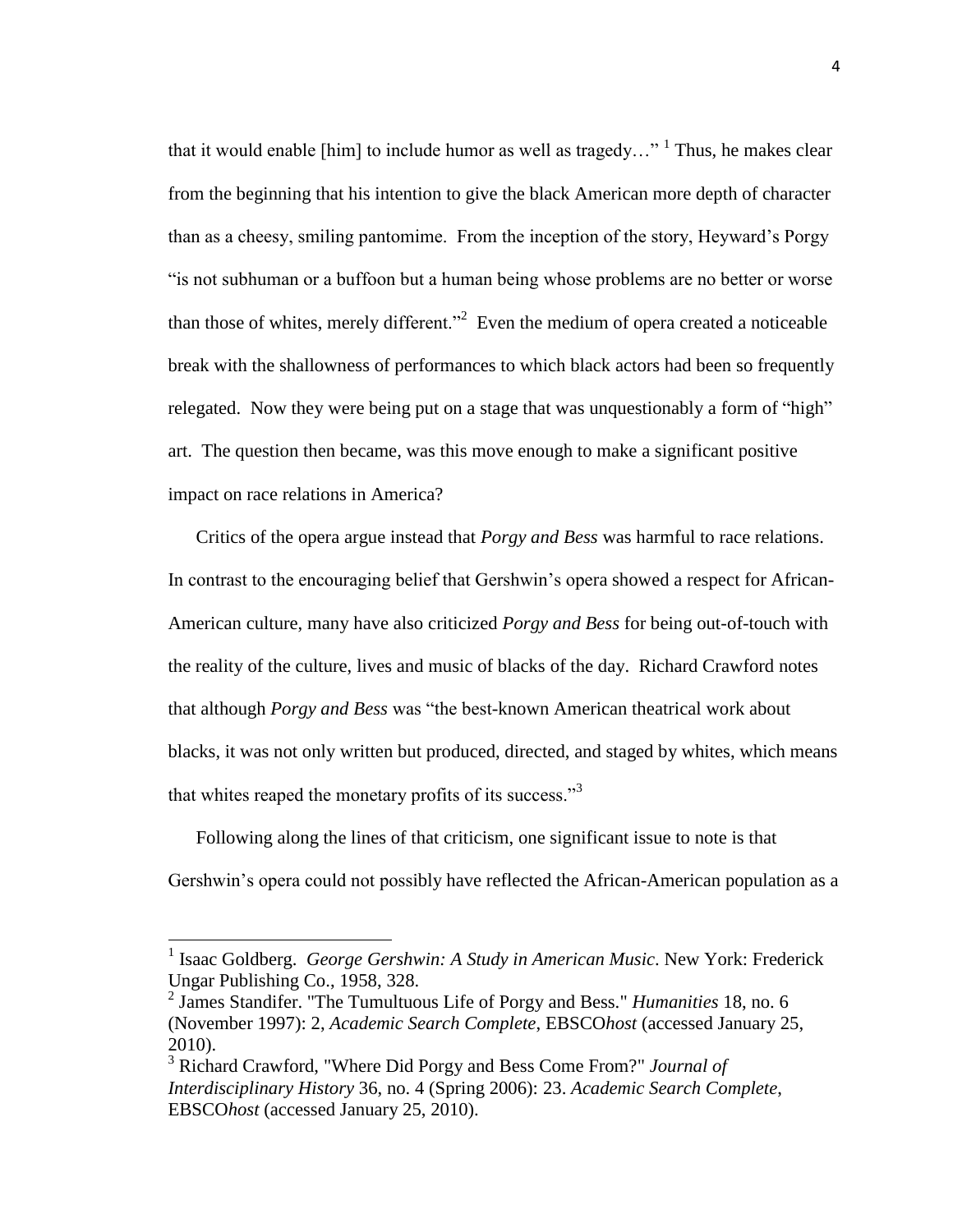that it would enable [him] to include humor as well as tragedy…" [1] Thus, he makes clear from the beginning that his intention to give the black American more depth of character than as a cheesy, smiling pantomime. From the inception of the story, Heyward's Porgy "is not subhuman or a buffoon but a human being whose problems are no better or worse than those of whites, merely different."[2] Even the medium of opera created a noticeable break with the shallowness of performances to which black actors had been so frequently relegated. Now they were being put on a stage that was unquestionably a form of "high" art. The question then became, was this move enough to make a significant positive impact on race relations in America?

Critics of the opera argue instead that *Porgy and Bess* was harmful to race relations. In contrast to the encouraging belief that Gershwin's opera showed a respect for African-American culture, many have also criticized *Porgy and Bess* for being out-of-touch with the reality of the culture, lives and music of blacks of the day. Richard Crawford notes that although *Porgy and Bess* was "the best-known American theatrical work about blacks, it was not only written but produced, directed, and staged by whites, which means that whites reaped the monetary profits of its success."[3]

Following along the lines of that criticism, one significant issue to note is that Gershwin's opera could not possibly have reflected the African-American population as a

---

[1] Isaac Goldberg. *George Gershwin: A Study in American Music*. New York: Frederick Ungar Publishing Co., 1958, 328.

[2] James Standifer. "The Tumultuous Life of Porgy and Bess." *Humanities* 18, no. 6 (November 1997): 2, *Academic Search Complete*, EBSCO*host* (accessed January 25, 2010).

[3] Richard Crawford, "Where Did Porgy and Bess Come From?" *Journal of Interdisciplinary History* 36, no. 4 (Spring 2006): 23. *Academic Search Complete*, EBSCO*host* (accessed January 25, 2010).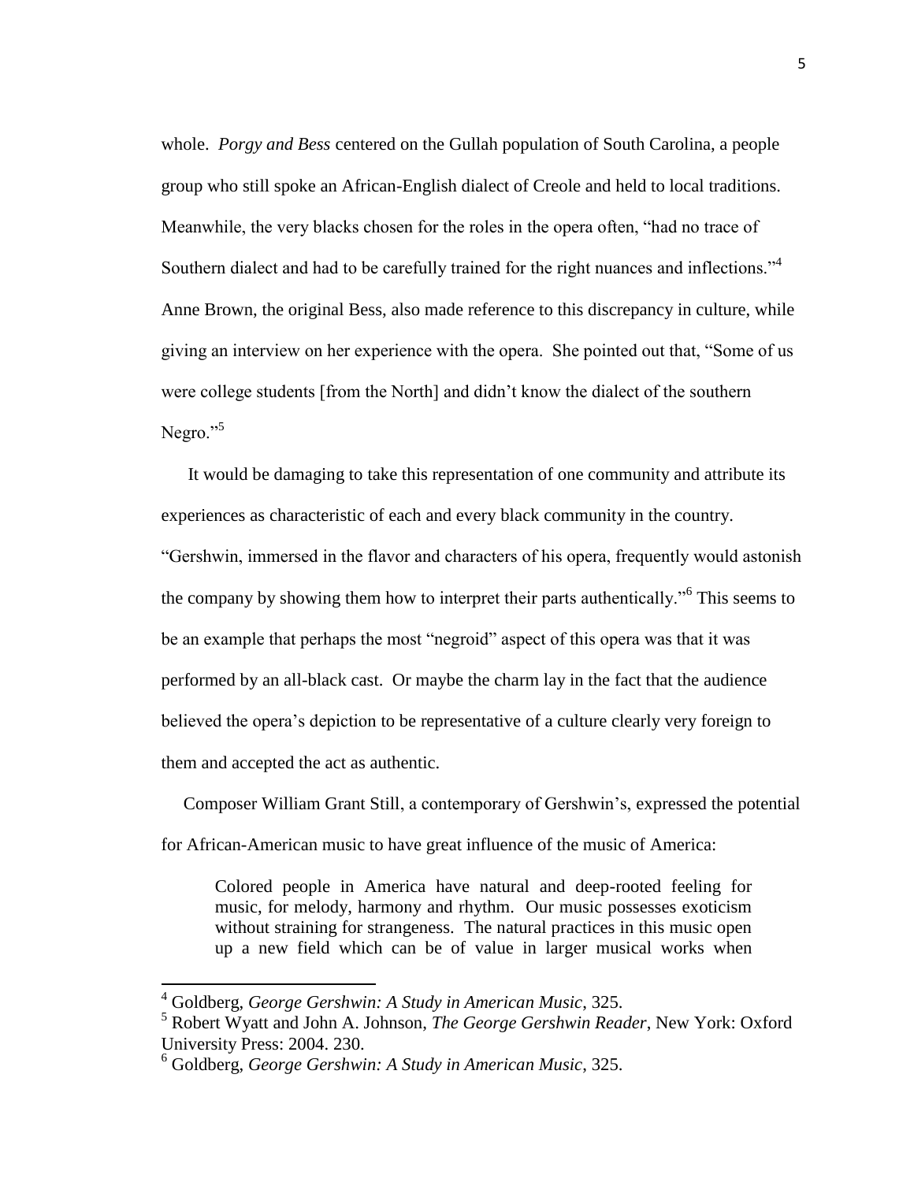whole. *Porgy and Bess* centered on the Gullah population of South Carolina, a people group who still spoke an African-English dialect of Creole and held to local traditions. Meanwhile, the very blacks chosen for the roles in the opera often, "had no trace of Southern dialect and had to be carefully trained for the right nuances and inflections."[4] Anne Brown, the original Bess, also made reference to this discrepancy in culture, while giving an interview on her experience with the opera. She pointed out that, "Some of us were college students [from the North] and didn't know the dialect of the southern Negro."[5]

It would be damaging to take this representation of one community and attribute its experiences as characteristic of each and every black community in the country. "Gershwin, immersed in the flavor and characters of his opera, frequently would astonish the company by showing them how to interpret their parts authentically."[6] This seems to be an example that perhaps the most "negroid" aspect of this opera was that it was performed by an all-black cast. Or maybe the charm lay in the fact that the audience believed the opera's depiction to be representative of a culture clearly very foreign to them and accepted the act as authentic.

Composer William Grant Still, a contemporary of Gershwin's, expressed the potential for African-American music to have great influence of the music of America:

> Colored people in America have natural and deep-rooted feeling for music, for melody, harmony and rhythm. Our music possesses exoticism without straining for strangeness. The natural practices in this music open up a new field which can be of value in larger musical works when

---

[4] Goldberg, *George Gershwin: A Study in American Music*, 325.

[5] Robert Wyatt and John A. Johnson, *The George Gershwin Reader*, New York: Oxford University Press: 2004. 230.

[6] Goldberg, *George Gershwin: A Study in American Music*, 325.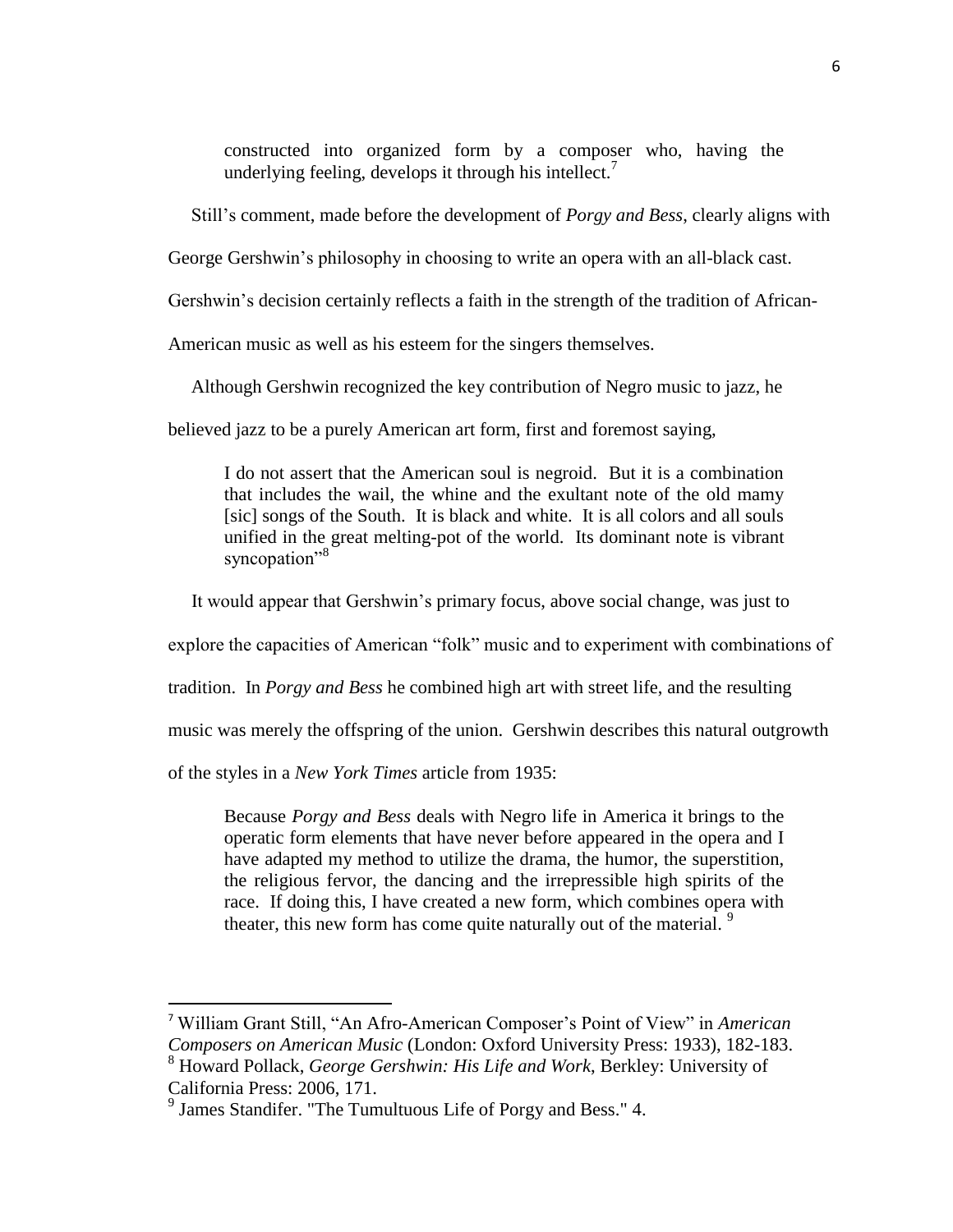> constructed into organized form by a composer who, having the underlying feeling, develops it through his intellect.[7]

Still's comment, made before the development of *Porgy and Bess*, clearly aligns with George Gershwin's philosophy in choosing to write an opera with an all-black cast. Gershwin's decision certainly reflects a faith in the strength of the tradition of African-American music as well as his esteem for the singers themselves.

Although Gershwin recognized the key contribution of Negro music to jazz, he believed jazz to be a purely American art form, first and foremost saying,

> I do not assert that the American soul is negroid. But it is a combination that includes the wail, the whine and the exultant note of the old mamy [sic] songs of the South. It is black and white. It is all colors and all souls unified in the great melting-pot of the world. Its dominant note is vibrant syncopation"[8]

It would appear that Gershwin's primary focus, above social change, was just to explore the capacities of American "folk" music and to experiment with combinations of tradition. In *Porgy and Bess* he combined high art with street life, and the resulting music was merely the offspring of the union. Gershwin describes this natural outgrowth of the styles in a *New York Times* article from 1935:

> Because *Porgy and Bess* deals with Negro life in America it brings to the operatic form elements that have never before appeared in the opera and I have adapted my method to utilize the drama, the humor, the superstition, the religious fervor, the dancing and the irrepressible high spirits of the race. If doing this, I have created a new form, which combines opera with theater, this new form has come quite naturally out of the material.[9]

---

[7] William Grant Still, "An Afro-American Composer's Point of View" in *American Composers on American Music* (London: Oxford University Press: 1933), 182-183.

[8] Howard Pollack, *George Gershwin: His Life and Work*, Berkley: University of California Press: 2006, 171.

[9] James Standifer. "The Tumultuous Life of Porgy and Bess." 4.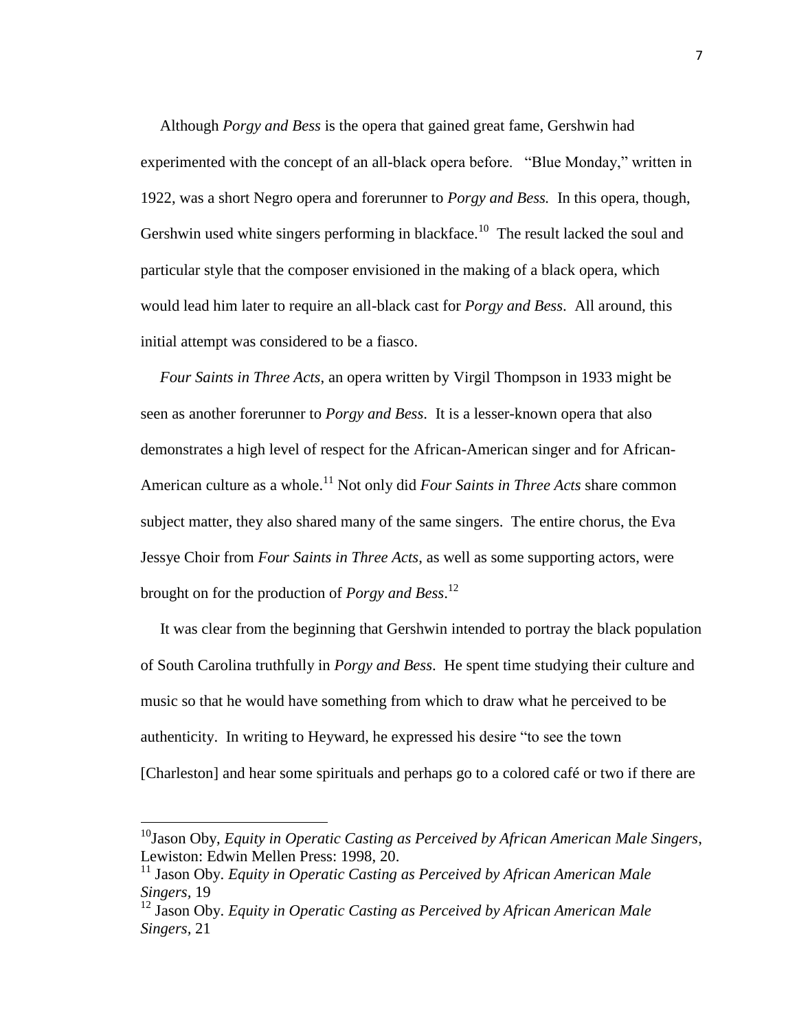Although *Porgy and Bess* is the opera that gained great fame, Gershwin had experimented with the concept of an all-black opera before. "Blue Monday," written in 1922, was a short Negro opera and forerunner to *Porgy and Bess.* In this opera, though, Gershwin used white singers performing in blackface.[10] The result lacked the soul and particular style that the composer envisioned in the making of a black opera, which would lead him later to require an all-black cast for *Porgy and Bess*. All around, this initial attempt was considered to be a fiasco.

*Four Saints in Three Acts*, an opera written by Virgil Thompson in 1933 might be seen as another forerunner to *Porgy and Bess*. It is a lesser-known opera that also demonstrates a high level of respect for the African-American singer and for African-American culture as a whole.[11] Not only did *Four Saints in Three Acts* share common subject matter, they also shared many of the same singers. The entire chorus, the Eva Jessye Choir from *Four Saints in Three Acts*, as well as some supporting actors, were brought on for the production of *Porgy and Bess*.[12]

It was clear from the beginning that Gershwin intended to portray the black population of South Carolina truthfully in *Porgy and Bess*. He spent time studying their culture and music so that he would have something from which to draw what he perceived to be authenticity. In writing to Heyward, he expressed his desire "to see the town [Charleston] and hear some spirituals and perhaps go to a colored café or two if there are

---

[10] Jason Oby, *Equity in Operatic Casting as Perceived by African American Male Singers*, Lewiston: Edwin Mellen Press: 1998, 20.

[11] Jason Oby. *Equity in Operatic Casting as Perceived by African American Male Singers*, 19

[12] Jason Oby. *Equity in Operatic Casting as Perceived by African American Male Singers*, 21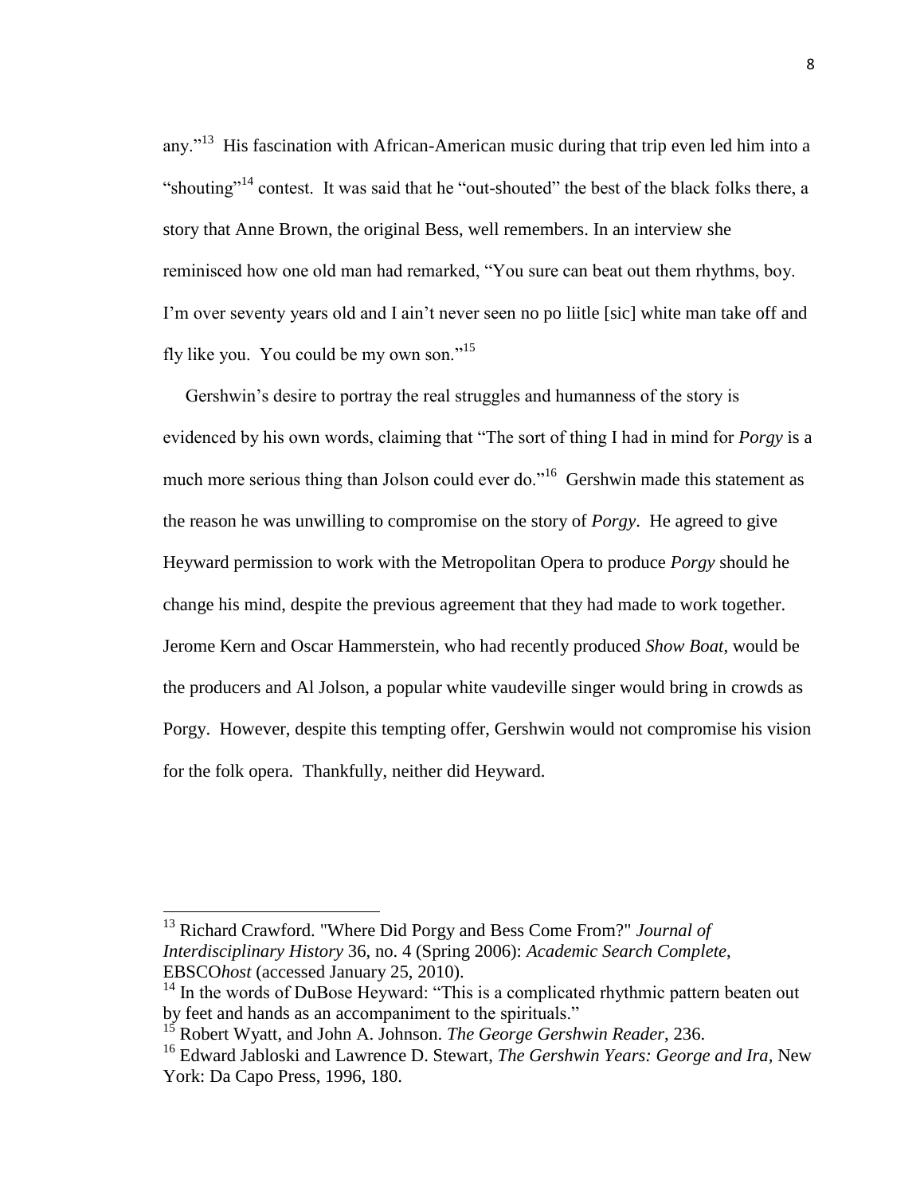any."[13] His fascination with African-American music during that trip even led him into a "shouting"[14] contest. It was said that he "out-shouted" the best of the black folks there, a story that Anne Brown, the original Bess, well remembers. In an interview she reminisced how one old man had remarked, "You sure can beat out them rhythms, boy. I'm over seventy years old and I ain't never seen no po liitle [sic] white man take off and fly like you. You could be my own son."[15]

Gershwin's desire to portray the real struggles and humanness of the story is evidenced by his own words, claiming that "The sort of thing I had in mind for *Porgy* is a much more serious thing than Jolson could ever do."[16] Gershwin made this statement as the reason he was unwilling to compromise on the story of *Porgy*. He agreed to give Heyward permission to work with the Metropolitan Opera to produce *Porgy* should he change his mind, despite the previous agreement that they had made to work together. Jerome Kern and Oscar Hammerstein, who had recently produced *Show Boat*, would be the producers and Al Jolson, a popular white vaudeville singer would bring in crowds as Porgy. However, despite this tempting offer, Gershwin would not compromise his vision for the folk opera. Thankfully, neither did Heyward.

---

[13] Richard Crawford. "Where Did Porgy and Bess Come From?" *Journal of Interdisciplinary History* 36, no. 4 (Spring 2006): *Academic Search Complete*, EBSCO*host* (accessed January 25, 2010).

[14] In the words of DuBose Heyward: "This is a complicated rhythmic pattern beaten out by feet and hands as an accompaniment to the spirituals."

[15] Robert Wyatt, and John A. Johnson. *The George Gershwin Reader*, 236.

[16] Edward Jabloski and Lawrence D. Stewart, *The Gershwin Years: George and Ira*, New York: Da Capo Press, 1996, 180.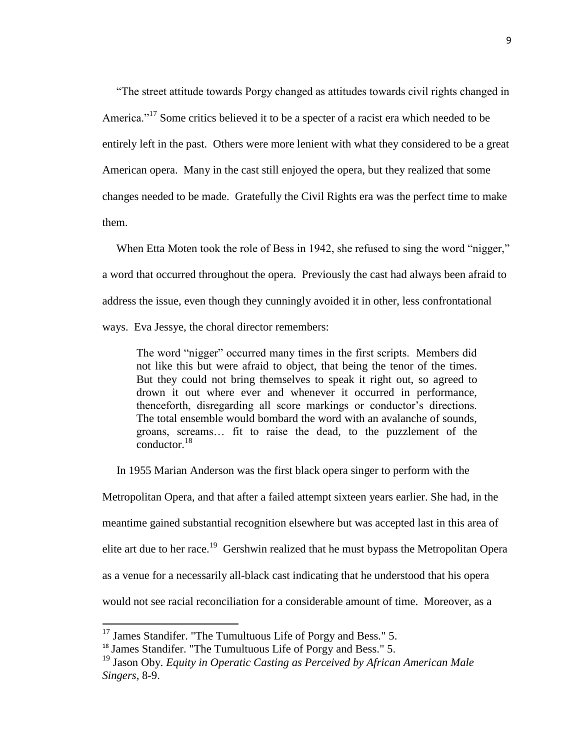"The street attitude towards Porgy changed as attitudes towards civil rights changed in America."[17] Some critics believed it to be a specter of a racist era which needed to be entirely left in the past. Others were more lenient with what they considered to be a great American opera. Many in the cast still enjoyed the opera, but they realized that some changes needed to be made. Gratefully the Civil Rights era was the perfect time to make them.

When Etta Moten took the role of Bess in 1942, she refused to sing the word "nigger," a word that occurred throughout the opera. Previously the cast had always been afraid to address the issue, even though they cunningly avoided it in other, less confrontational ways. Eva Jessye, the choral director remembers:

> The word "nigger" occurred many times in the first scripts. Members did not like this but were afraid to object, that being the tenor of the times. But they could not bring themselves to speak it right out, so agreed to drown it out where ever and whenever it occurred in performance, thenceforth, disregarding all score markings or conductor's directions. The total ensemble would bombard the word with an avalanche of sounds, groans, screams… fit to raise the dead, to the puzzlement of the conductor.[18]

In 1955 Marian Anderson was the first black opera singer to perform with the Metropolitan Opera, and that after a failed attempt sixteen years earlier. She had, in the meantime gained substantial recognition elsewhere but was accepted last in this area of elite art due to her race.[19] Gershwin realized that he must bypass the Metropolitan Opera as a venue for a necessarily all-black cast indicating that he understood that his opera would not see racial reconciliation for a considerable amount of time. Moreover, as a

---

[17] James Standifer. "The Tumultuous Life of Porgy and Bess." 5.

[18] James Standifer. "The Tumultuous Life of Porgy and Bess." 5.

[19] Jason Oby. *Equity in Operatic Casting as Perceived by African American Male Singers,* 8-9.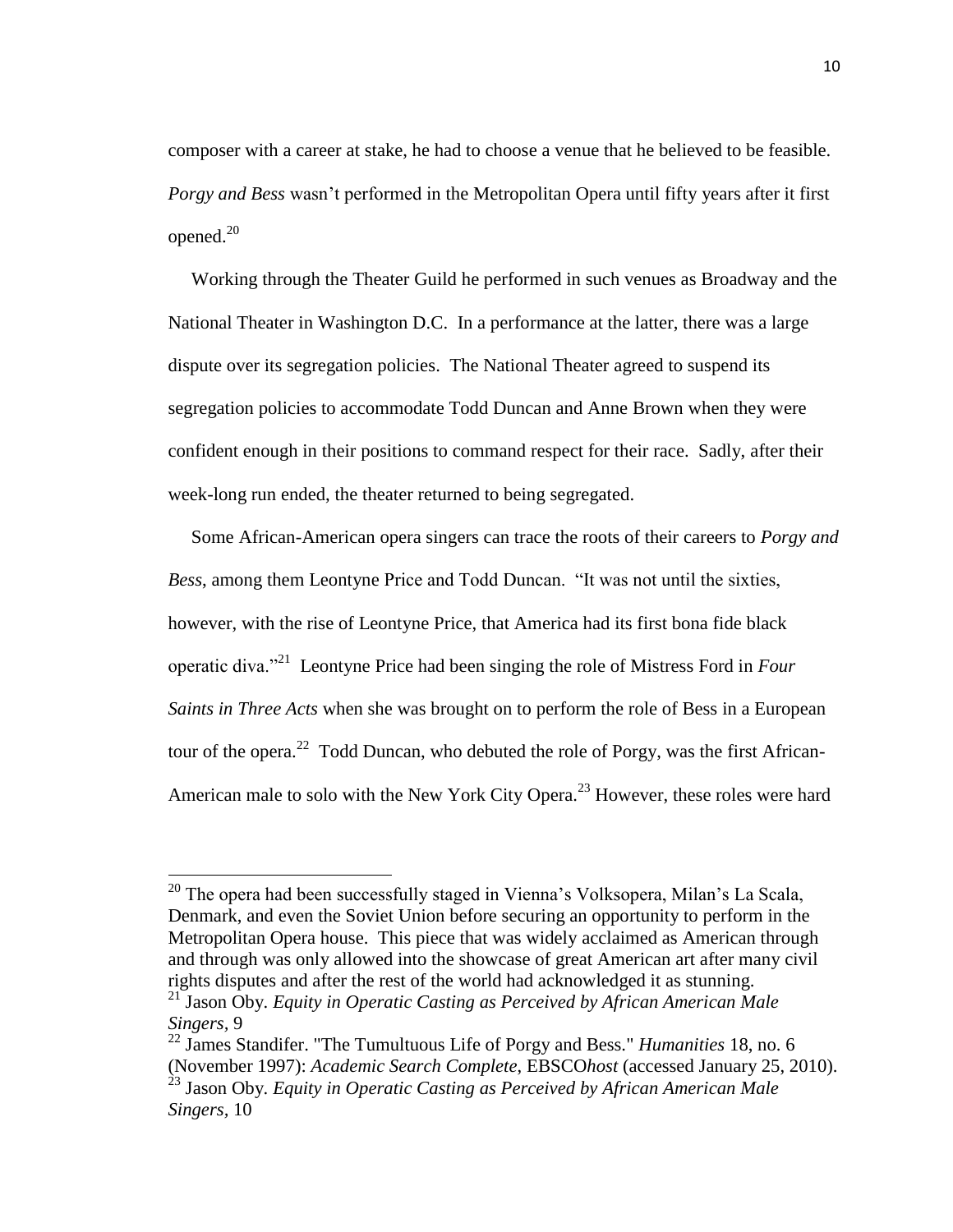composer with a career at stake, he had to choose a venue that he believed to be feasible. *Porgy and Bess* wasn't performed in the Metropolitan Opera until fifty years after it first opened.[20]

Working through the Theater Guild he performed in such venues as Broadway and the National Theater in Washington D.C. In a performance at the latter, there was a large dispute over its segregation policies. The National Theater agreed to suspend its segregation policies to accommodate Todd Duncan and Anne Brown when they were confident enough in their positions to command respect for their race. Sadly, after their week-long run ended, the theater returned to being segregated.

Some African-American opera singers can trace the roots of their careers to *Porgy and Bess*, among them Leontyne Price and Todd Duncan. "It was not until the sixties, however, with the rise of Leontyne Price, that America had its first bona fide black operatic diva."[21] Leontyne Price had been singing the role of Mistress Ford in *Four Saints in Three Acts* when she was brought on to perform the role of Bess in a European tour of the opera.[22] Todd Duncan, who debuted the role of Porgy, was the first African-American male to solo with the New York City Opera.[23] However, these roles were hard

---

[20] The opera had been successfully staged in Vienna's Volksopera, Milan's La Scala, Denmark, and even the Soviet Union before securing an opportunity to perform in the Metropolitan Opera house. This piece that was widely acclaimed as American through and through was only allowed into the showcase of great American art after many civil rights disputes and after the rest of the world had acknowledged it as stunning.

[21] Jason Oby. *Equity in Operatic Casting as Perceived by African American Male Singers*, 9

[22] James Standifer. "The Tumultuous Life of Porgy and Bess." *Humanities* 18, no. 6 (November 1997): *Academic Search Complete*, EBSCO*host* (accessed January 25, 2010).

[23] Jason Oby. *Equity in Operatic Casting as Perceived by African American Male Singers*, 10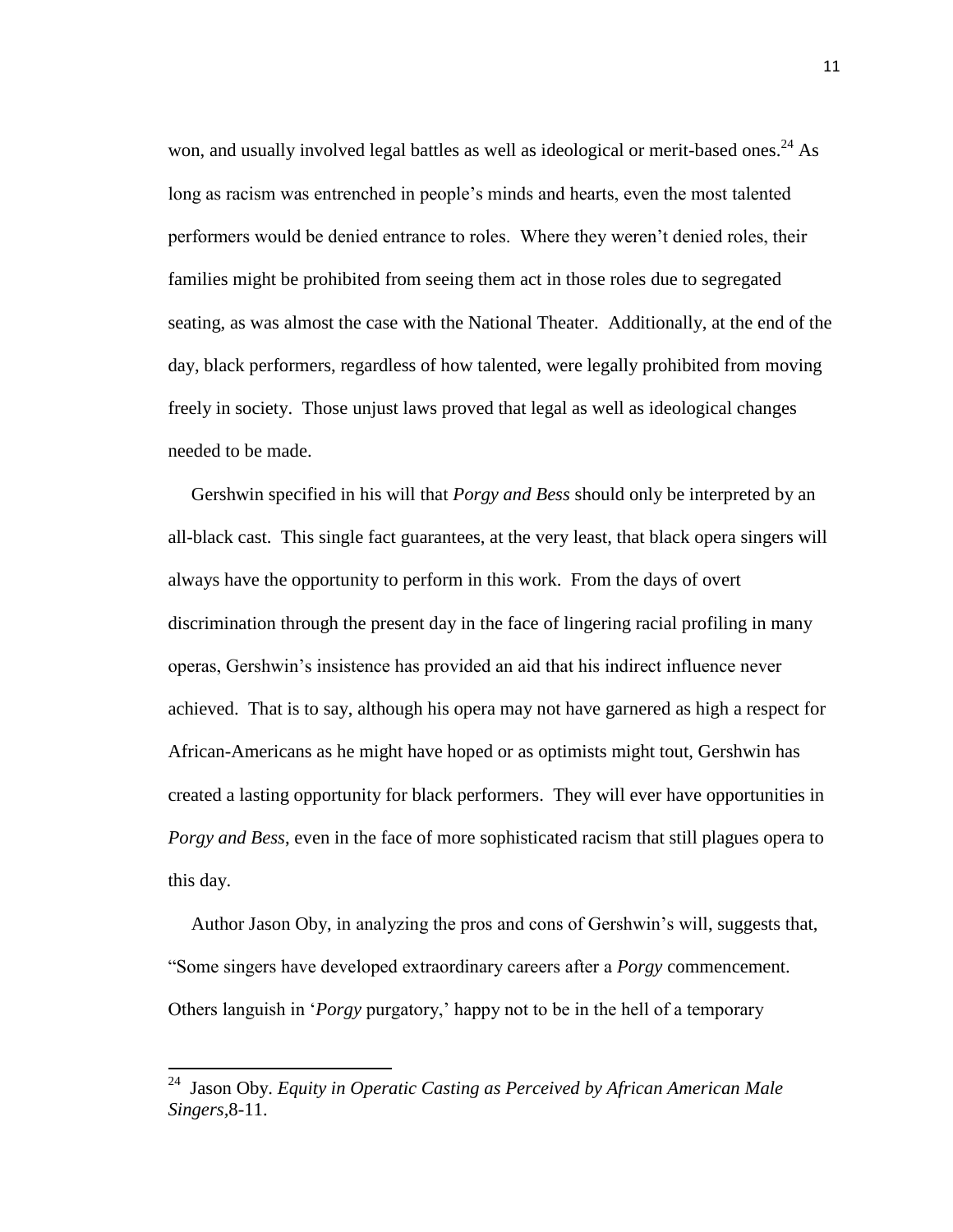won, and usually involved legal battles as well as ideological or merit-based ones.[24] As long as racism was entrenched in people's minds and hearts, even the most talented performers would be denied entrance to roles. Where they weren't denied roles, their families might be prohibited from seeing them act in those roles due to segregated seating, as was almost the case with the National Theater. Additionally, at the end of the day, black performers, regardless of how talented, were legally prohibited from moving freely in society. Those unjust laws proved that legal as well as ideological changes needed to be made.

Gershwin specified in his will that *Porgy and Bess* should only be interpreted by an all-black cast. This single fact guarantees, at the very least, that black opera singers will always have the opportunity to perform in this work. From the days of overt discrimination through the present day in the face of lingering racial profiling in many operas, Gershwin's insistence has provided an aid that his indirect influence never achieved. That is to say, although his opera may not have garnered as high a respect for African-Americans as he might have hoped or as optimists might tout, Gershwin has created a lasting opportunity for black performers. They will ever have opportunities in *Porgy and Bess*, even in the face of more sophisticated racism that still plagues opera to this day.

Author Jason Oby, in analyzing the pros and cons of Gershwin's will, suggests that, "Some singers have developed extraordinary careers after a *Porgy* commencement. Others languish in '*Porgy* purgatory,' happy not to be in the hell of a temporary

---

[24] Jason Oby. *Equity in Operatic Casting as Perceived by African American Male Singers*,8-11.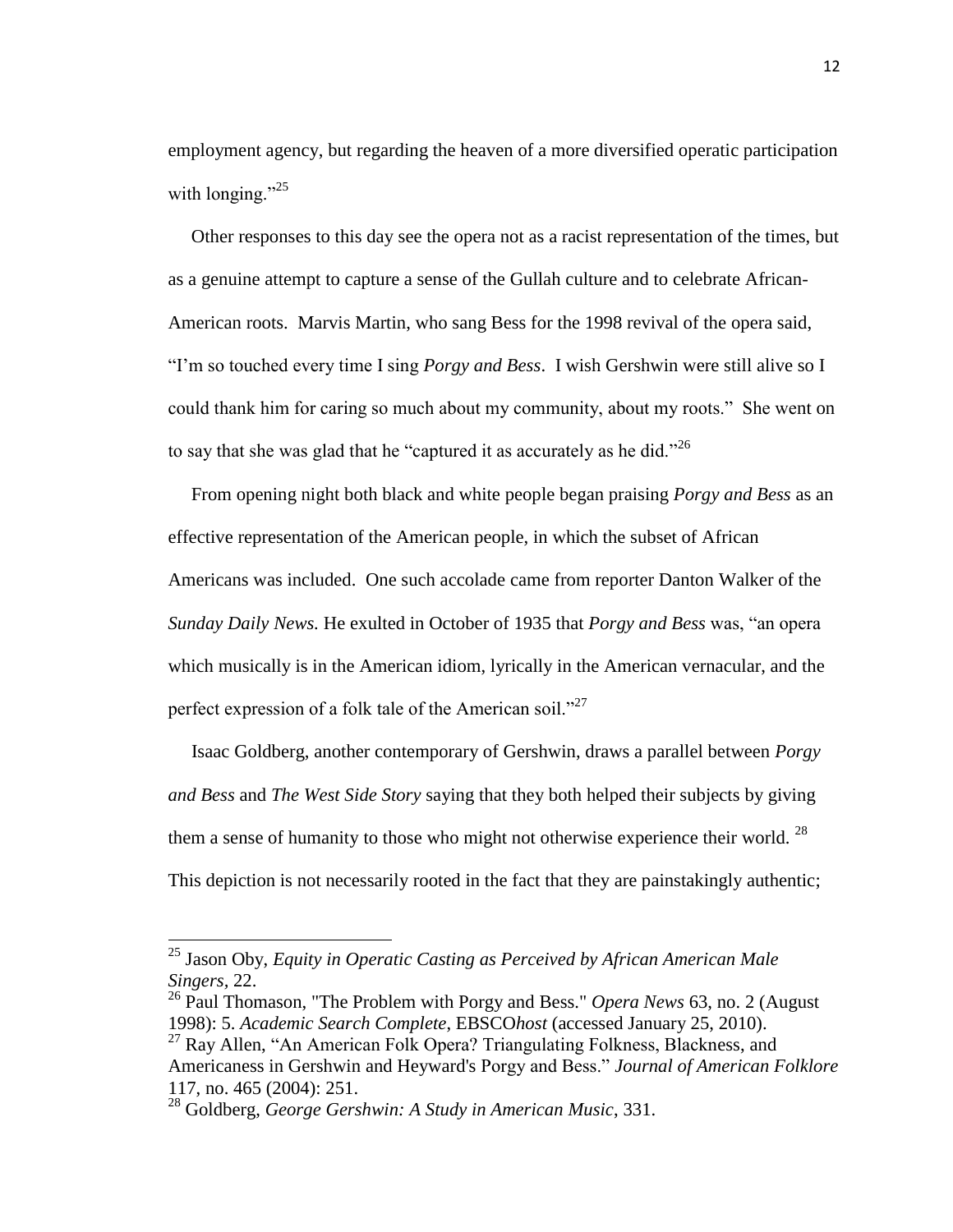employment agency, but regarding the heaven of a more diversified operatic participation with longing."[25]

Other responses to this day see the opera not as a racist representation of the times, but as a genuine attempt to capture a sense of the Gullah culture and to celebrate African-American roots. Marvis Martin, who sang Bess for the 1998 revival of the opera said, "I'm so touched every time I sing *Porgy and Bess*. I wish Gershwin were still alive so I could thank him for caring so much about my community, about my roots." She went on to say that she was glad that he "captured it as accurately as he did."[26]

From opening night both black and white people began praising *Porgy and Bess* as an effective representation of the American people, in which the subset of African Americans was included. One such accolade came from reporter Danton Walker of the *Sunday Daily News.* He exulted in October of 1935 that *Porgy and Bess* was, "an opera which musically is in the American idiom, lyrically in the American vernacular, and the perfect expression of a folk tale of the American soil."[27]

Isaac Goldberg, another contemporary of Gershwin, draws a parallel between *Porgy and Bess* and *The West Side Story* saying that they both helped their subjects by giving them a sense of humanity to those who might not otherwise experience their world. [28] This depiction is not necessarily rooted in the fact that they are painstakingly authentic;

---

[25] Jason Oby, *Equity in Operatic Casting as Perceived by African American Male Singers*, 22.

[26] Paul Thomason, "The Problem with Porgy and Bess." *Opera News* 63, no. 2 (August 1998): 5. *Academic Search Complete*, EBSCO*host* (accessed January 25, 2010).

[27] Ray Allen, "An American Folk Opera? Triangulating Folkness, Blackness, and Americaness in Gershwin and Heyward's Porgy and Bess." *Journal of American Folklore* 117, no. 465 (2004): 251.

[28] Goldberg, *George Gershwin: A Study in American Music*, 331.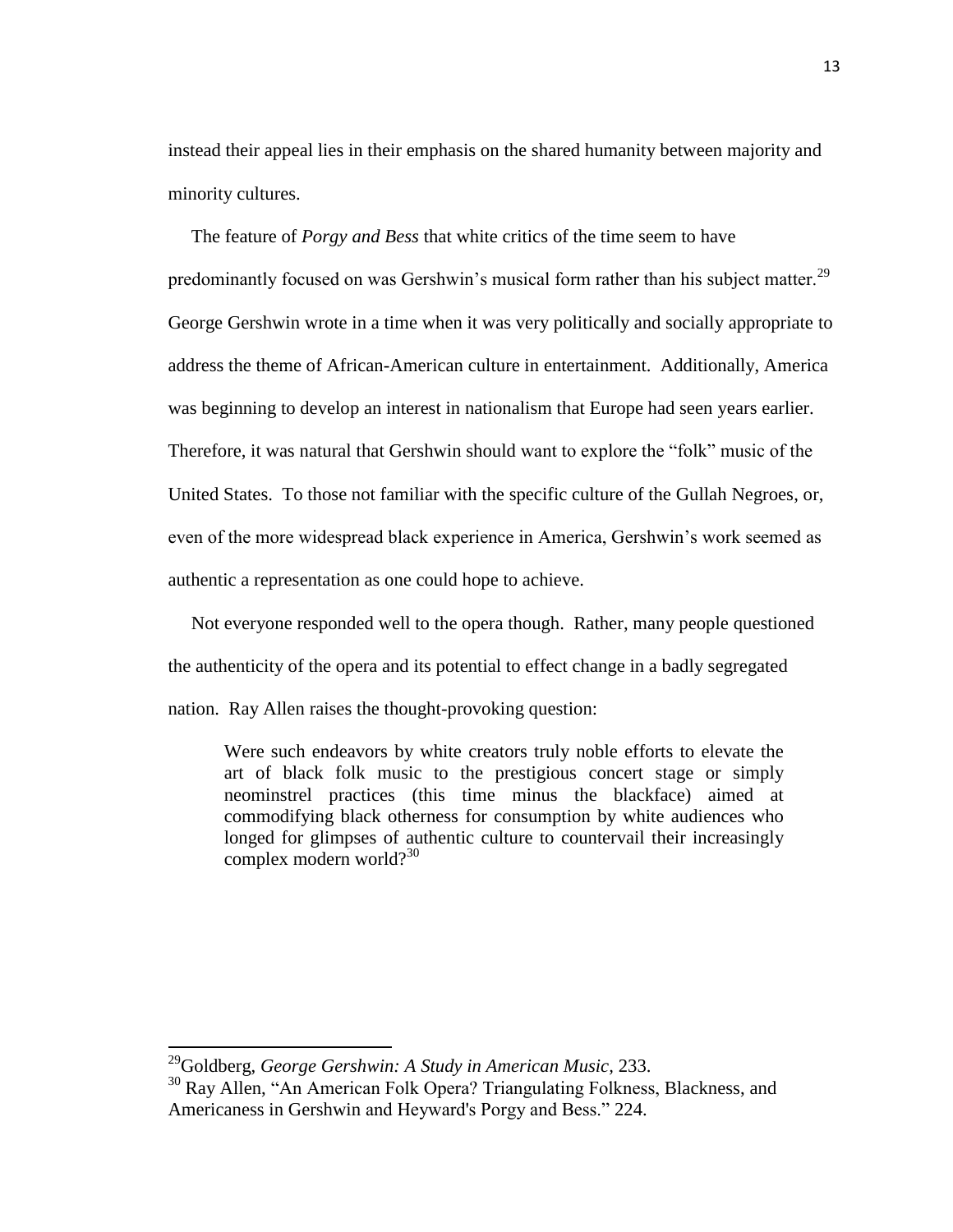instead their appeal lies in their emphasis on the shared humanity between majority and minority cultures.

The feature of *Porgy and Bess* that white critics of the time seem to have predominantly focused on was Gershwin's musical form rather than his subject matter.[29] George Gershwin wrote in a time when it was very politically and socially appropriate to address the theme of African-American culture in entertainment. Additionally, America was beginning to develop an interest in nationalism that Europe had seen years earlier. Therefore, it was natural that Gershwin should want to explore the "folk" music of the United States. To those not familiar with the specific culture of the Gullah Negroes, or, even of the more widespread black experience in America, Gershwin's work seemed as authentic a representation as one could hope to achieve.

Not everyone responded well to the opera though. Rather, many people questioned the authenticity of the opera and its potential to effect change in a badly segregated nation. Ray Allen raises the thought-provoking question:

> Were such endeavors by white creators truly noble efforts to elevate the art of black folk music to the prestigious concert stage or simply neominstrel practices (this time minus the blackface) aimed at commodifying black otherness for consumption by white audiences who longed for glimpses of authentic culture to countervail their increasingly complex modern world?[30]

---

[29]Goldberg, *George Gershwin: A Study in American Music*, 233.

[30] Ray Allen, "An American Folk Opera? Triangulating Folkness, Blackness, and Americaness in Gershwin and Heyward's Porgy and Bess." 224.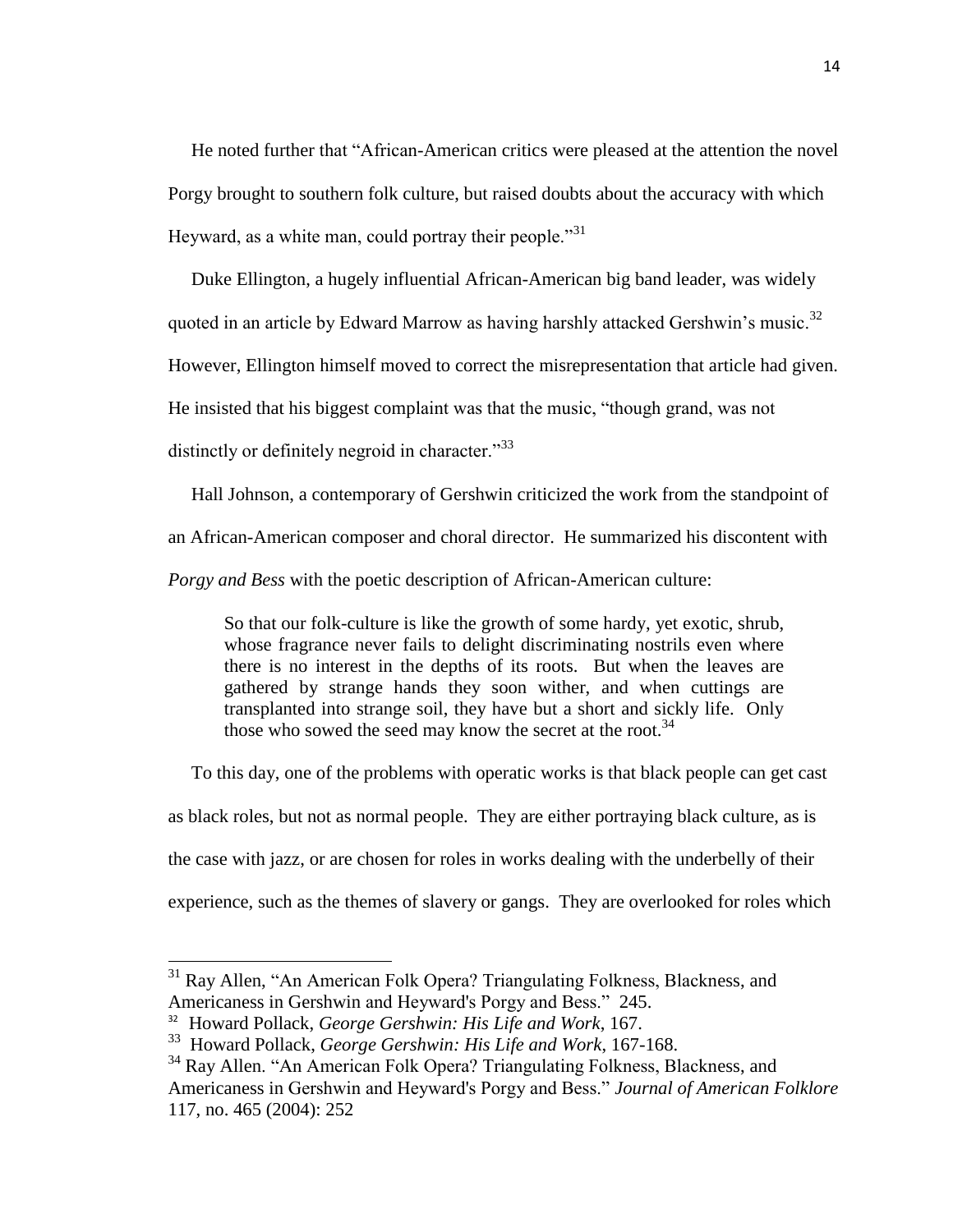He noted further that "African-American critics were pleased at the attention the novel Porgy brought to southern folk culture, but raised doubts about the accuracy with which Heyward, as a white man, could portray their people."[31]

Duke Ellington, a hugely influential African-American big band leader, was widely quoted in an article by Edward Marrow as having harshly attacked Gershwin's music.[32] However, Ellington himself moved to correct the misrepresentation that article had given. He insisted that his biggest complaint was that the music, "though grand, was not distinctly or definitely negroid in character."[33]

Hall Johnson, a contemporary of Gershwin criticized the work from the standpoint of an African-American composer and choral director. He summarized his discontent with *Porgy and Bess* with the poetic description of African-American culture:

> So that our folk-culture is like the growth of some hardy, yet exotic, shrub, whose fragrance never fails to delight discriminating nostrils even where there is no interest in the depths of its roots. But when the leaves are gathered by strange hands they soon wither, and when cuttings are transplanted into strange soil, they have but a short and sickly life. Only those who sowed the seed may know the secret at the root.[34]

To this day, one of the problems with operatic works is that black people can get cast as black roles, but not as normal people. They are either portraying black culture, as is the case with jazz, or are chosen for roles in works dealing with the underbelly of their experience, such as the themes of slavery or gangs. They are overlooked for roles which

---

[31] Ray Allen, "An American Folk Opera? Triangulating Folkness, Blackness, and Americaness in Gershwin and Heyward's Porgy and Bess." 245.

[32] Howard Pollack, *George Gershwin: His Life and Work*, 167.

[33] Howard Pollack, *George Gershwin: His Life and Work*, 167-168.

[34] Ray Allen. "An American Folk Opera? Triangulating Folkness, Blackness, and Americaness in Gershwin and Heyward's Porgy and Bess." *Journal of American Folklore* 117, no. 465 (2004): 252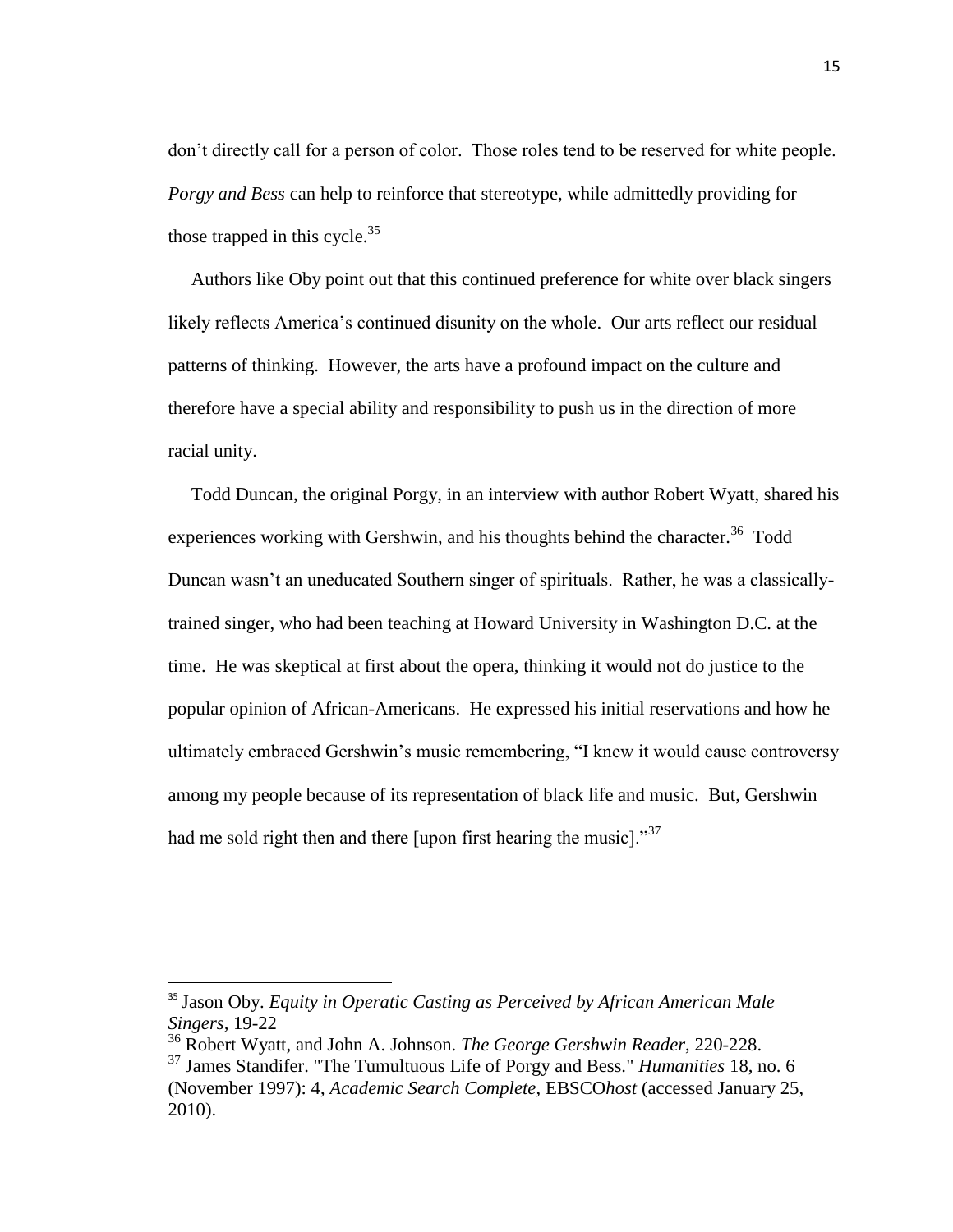don't directly call for a person of color. Those roles tend to be reserved for white people. *Porgy and Bess* can help to reinforce that stereotype, while admittedly providing for those trapped in this cycle.[35]

Authors like Oby point out that this continued preference for white over black singers likely reflects America's continued disunity on the whole. Our arts reflect our residual patterns of thinking. However, the arts have a profound impact on the culture and therefore have a special ability and responsibility to push us in the direction of more racial unity.

Todd Duncan, the original Porgy, in an interview with author Robert Wyatt, shared his experiences working with Gershwin, and his thoughts behind the character.[36] Todd Duncan wasn't an uneducated Southern singer of spirituals. Rather, he was a classically-trained singer, who had been teaching at Howard University in Washington D.C. at the time. He was skeptical at first about the opera, thinking it would not do justice to the popular opinion of African-Americans. He expressed his initial reservations and how he ultimately embraced Gershwin's music remembering, "I knew it would cause controversy among my people because of its representation of black life and music. But, Gershwin had me sold right then and there [upon first hearing the music]."[37]

---

[35] Jason Oby. *Equity in Operatic Casting as Perceived by African American Male Singers*, 19-22

[36] Robert Wyatt, and John A. Johnson. *The George Gershwin Reader*, 220-228.

[37] James Standifer. "The Tumultuous Life of Porgy and Bess." *Humanities* 18, no. 6 (November 1997): 4, *Academic Search Complete*, EBSCO*host* (accessed January 25, 2010).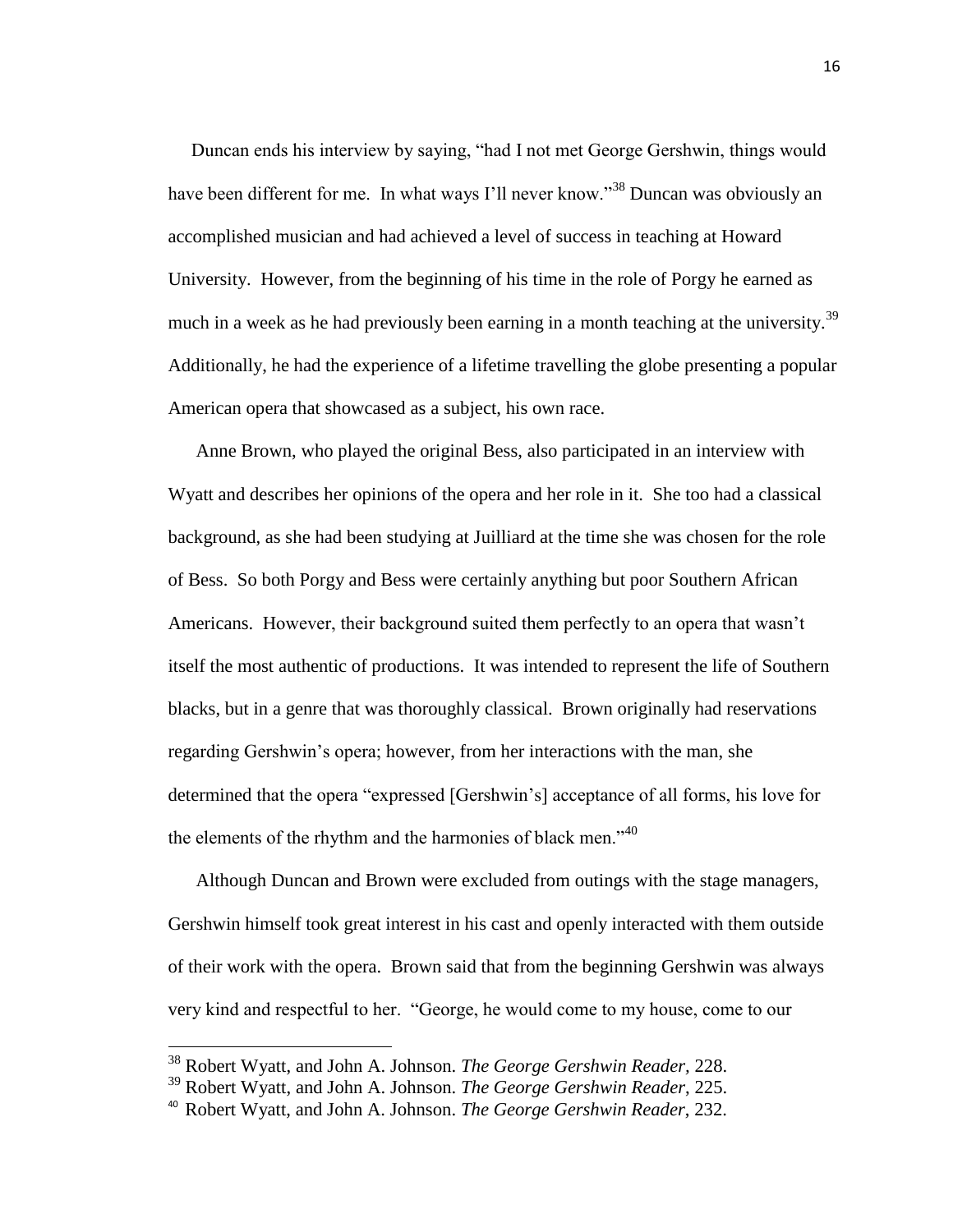Duncan ends his interview by saying, "had I not met George Gershwin, things would have been different for me. In what ways I'll never know."[38] Duncan was obviously an accomplished musician and had achieved a level of success in teaching at Howard University. However, from the beginning of his time in the role of Porgy he earned as much in a week as he had previously been earning in a month teaching at the university.[39] Additionally, he had the experience of a lifetime travelling the globe presenting a popular American opera that showcased as a subject, his own race.

Anne Brown, who played the original Bess, also participated in an interview with Wyatt and describes her opinions of the opera and her role in it. She too had a classical background, as she had been studying at Juilliard at the time she was chosen for the role of Bess. So both Porgy and Bess were certainly anything but poor Southern African Americans. However, their background suited them perfectly to an opera that wasn't itself the most authentic of productions. It was intended to represent the life of Southern blacks, but in a genre that was thoroughly classical. Brown originally had reservations regarding Gershwin's opera; however, from her interactions with the man, she determined that the opera "expressed [Gershwin's] acceptance of all forms, his love for the elements of the rhythm and the harmonies of black men."[40]

Although Duncan and Brown were excluded from outings with the stage managers, Gershwin himself took great interest in his cast and openly interacted with them outside of their work with the opera. Brown said that from the beginning Gershwin was always very kind and respectful to her. "George, he would come to my house, come to our

---

[38] Robert Wyatt, and John A. Johnson. *The George Gershwin Reader*, 228.

[39] Robert Wyatt, and John A. Johnson. *The George Gershwin Reader*, 225.

[40] Robert Wyatt, and John A. Johnson. *The George Gershwin Reader*, 232.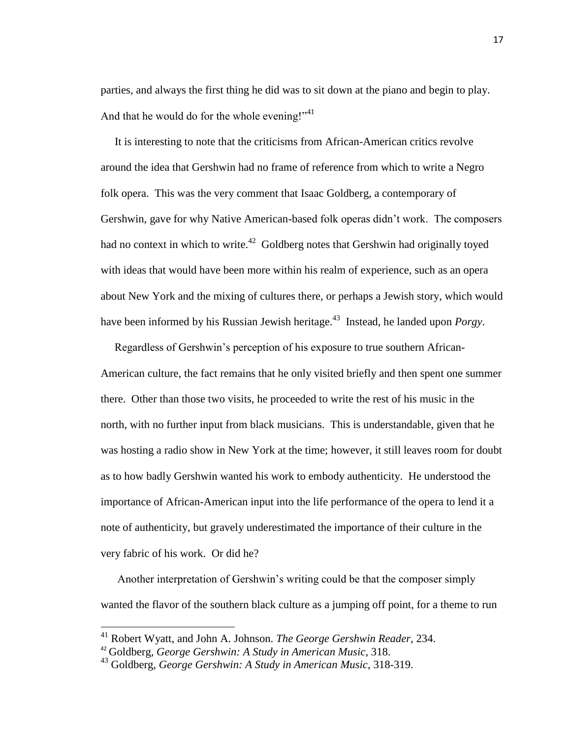parties, and always the first thing he did was to sit down at the piano and begin to play. And that he would do for the whole evening!"[41]

It is interesting to note that the criticisms from African-American critics revolve around the idea that Gershwin had no frame of reference from which to write a Negro folk opera. This was the very comment that Isaac Goldberg, a contemporary of Gershwin, gave for why Native American-based folk operas didn't work. The composers had no context in which to write.[42] Goldberg notes that Gershwin had originally toyed with ideas that would have been more within his realm of experience, such as an opera about New York and the mixing of cultures there, or perhaps a Jewish story, which would have been informed by his Russian Jewish heritage.[43] Instead, he landed upon *Porgy*.

Regardless of Gershwin's perception of his exposure to true southern African-American culture, the fact remains that he only visited briefly and then spent one summer there. Other than those two visits, he proceeded to write the rest of his music in the north, with no further input from black musicians. This is understandable, given that he was hosting a radio show in New York at the time; however, it still leaves room for doubt as to how badly Gershwin wanted his work to embody authenticity. He understood the importance of African-American input into the life performance of the opera to lend it a note of authenticity, but gravely underestimated the importance of their culture in the very fabric of his work. Or did he?

Another interpretation of Gershwin's writing could be that the composer simply wanted the flavor of the southern black culture as a jumping off point, for a theme to run

---

[41] Robert Wyatt, and John A. Johnson. *The George Gershwin Reader*, 234.

[42] Goldberg, *George Gershwin: A Study in American Music*, 318.

[43] Goldberg, *George Gershwin: A Study in American Music*, 318-319.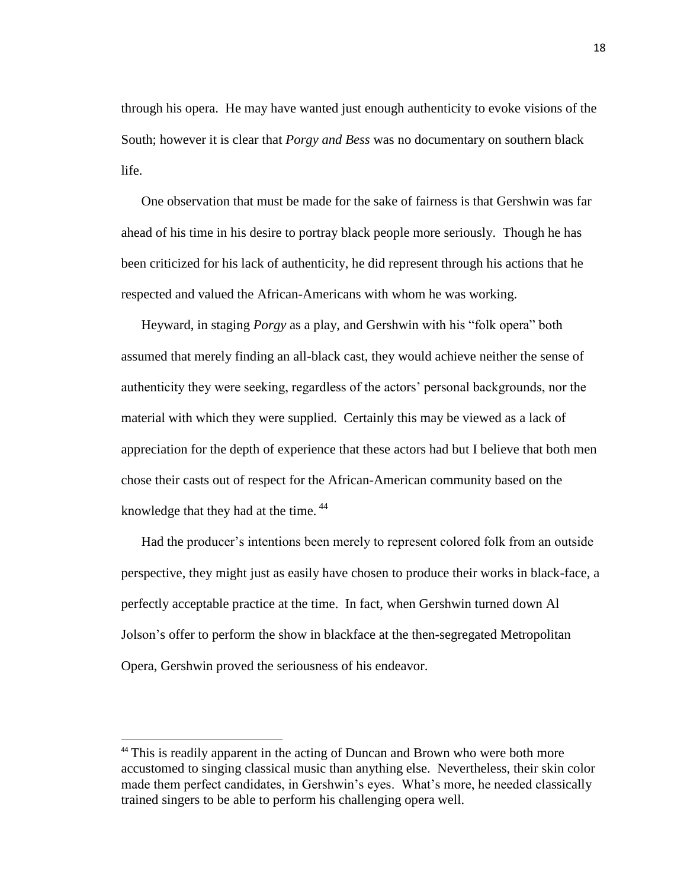through his opera. He may have wanted just enough authenticity to evoke visions of the South; however it is clear that *Porgy and Bess* was no documentary on southern black life.

One observation that must be made for the sake of fairness is that Gershwin was far ahead of his time in his desire to portray black people more seriously. Though he has been criticized for his lack of authenticity, he did represent through his actions that he respected and valued the African-Americans with whom he was working.

Heyward, in staging *Porgy* as a play, and Gershwin with his "folk opera" both assumed that merely finding an all-black cast, they would achieve neither the sense of authenticity they were seeking, regardless of the actors' personal backgrounds, nor the material with which they were supplied. Certainly this may be viewed as a lack of appreciation for the depth of experience that these actors had but I believe that both men chose their casts out of respect for the African-American community based on the knowledge that they had at the time. [44]

Had the producer's intentions been merely to represent colored folk from an outside perspective, they might just as easily have chosen to produce their works in black-face, a perfectly acceptable practice at the time. In fact, when Gershwin turned down Al Jolson's offer to perform the show in blackface at the then-segregated Metropolitan Opera, Gershwin proved the seriousness of his endeavor.

---

[44] This is readily apparent in the acting of Duncan and Brown who were both more accustomed to singing classical music than anything else. Nevertheless, their skin color made them perfect candidates, in Gershwin's eyes. What's more, he needed classically trained singers to be able to perform his challenging opera well.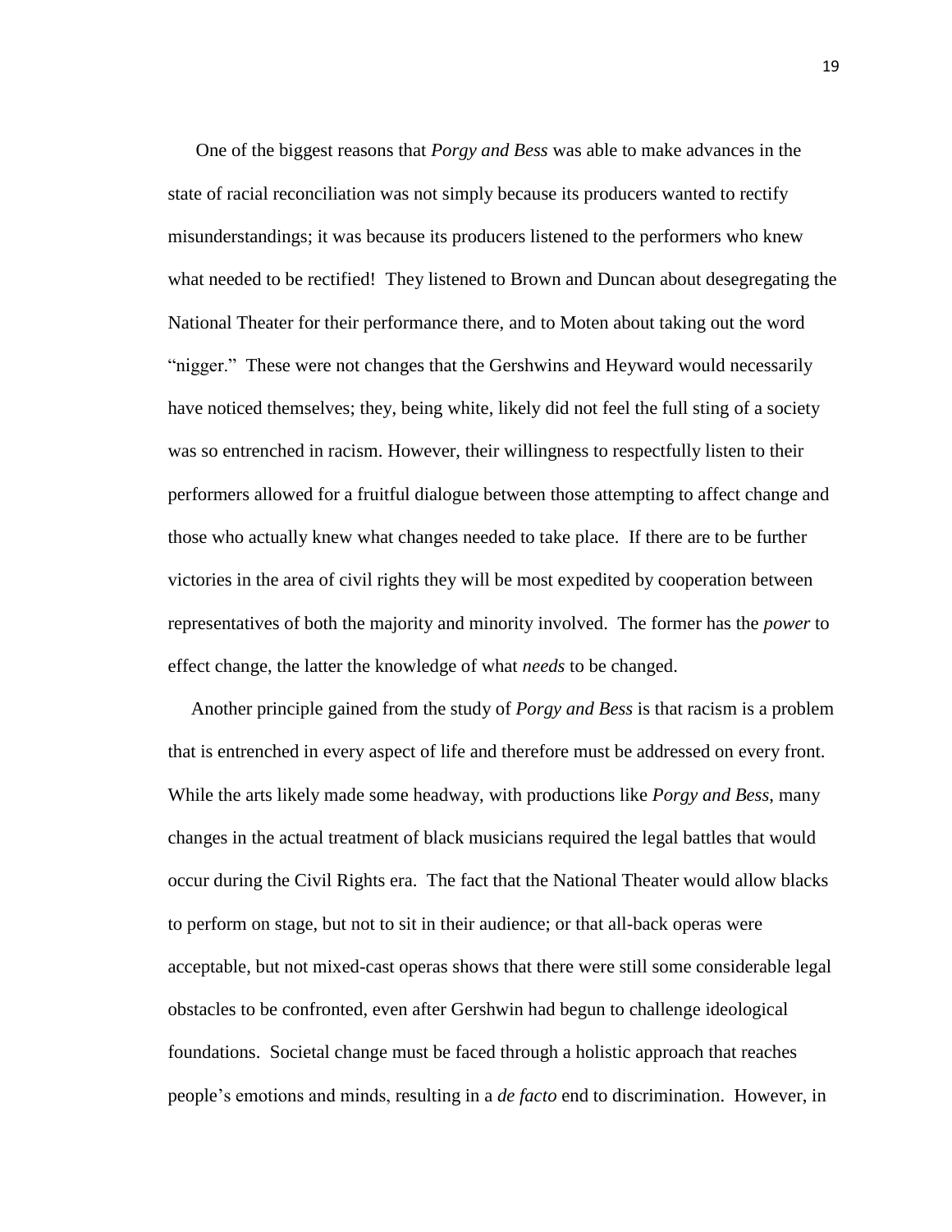One of the biggest reasons that *Porgy and Bess* was able to make advances in the state of racial reconciliation was not simply because its producers wanted to rectify misunderstandings; it was because its producers listened to the performers who knew what needed to be rectified! They listened to Brown and Duncan about desegregating the National Theater for their performance there, and to Moten about taking out the word "nigger." These were not changes that the Gershwins and Heyward would necessarily have noticed themselves; they, being white, likely did not feel the full sting of a society was so entrenched in racism. However, their willingness to respectfully listen to their performers allowed for a fruitful dialogue between those attempting to affect change and those who actually knew what changes needed to take place. If there are to be further victories in the area of civil rights they will be most expedited by cooperation between representatives of both the majority and minority involved. The former has the *power* to effect change, the latter the knowledge of what *needs* to be changed.

Another principle gained from the study of *Porgy and Bess* is that racism is a problem that is entrenched in every aspect of life and therefore must be addressed on every front. While the arts likely made some headway, with productions like *Porgy and Bess*, many changes in the actual treatment of black musicians required the legal battles that would occur during the Civil Rights era. The fact that the National Theater would allow blacks to perform on stage, but not to sit in their audience; or that all-back operas were acceptable, but not mixed-cast operas shows that there were still some considerable legal obstacles to be confronted, even after Gershwin had begun to challenge ideological foundations. Societal change must be faced through a holistic approach that reaches people's emotions and minds, resulting in a *de facto* end to discrimination. However, in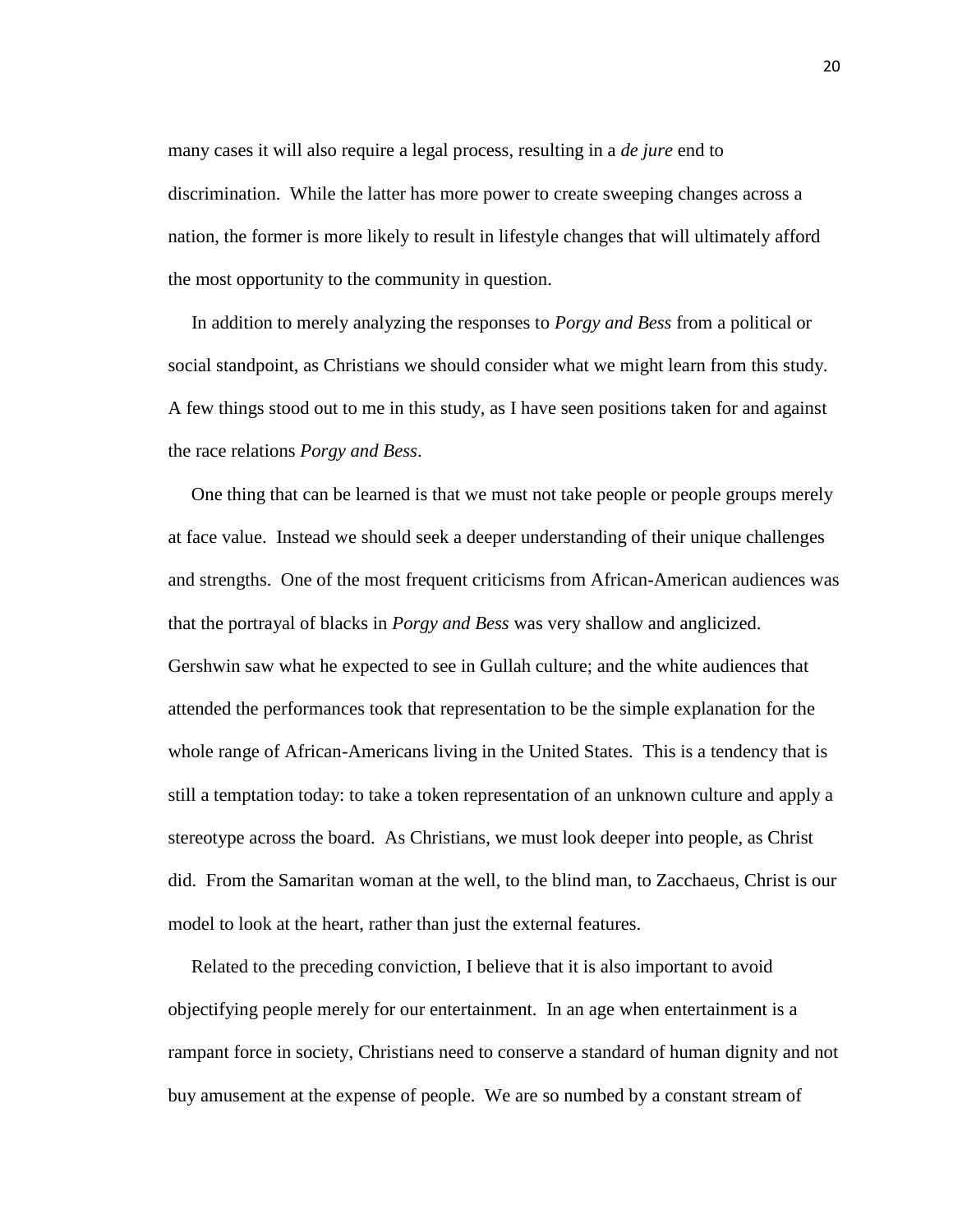many cases it will also require a legal process, resulting in a *de jure* end to discrimination. While the latter has more power to create sweeping changes across a nation, the former is more likely to result in lifestyle changes that will ultimately afford the most opportunity to the community in question.

In addition to merely analyzing the responses to *Porgy and Bess* from a political or social standpoint, as Christians we should consider what we might learn from this study. A few things stood out to me in this study, as I have seen positions taken for and against the race relations *Porgy and Bess*.

One thing that can be learned is that we must not take people or people groups merely at face value. Instead we should seek a deeper understanding of their unique challenges and strengths. One of the most frequent criticisms from African-American audiences was that the portrayal of blacks in *Porgy and Bess* was very shallow and anglicized. Gershwin saw what he expected to see in Gullah culture; and the white audiences that attended the performances took that representation to be the simple explanation for the whole range of African-Americans living in the United States. This is a tendency that is still a temptation today: to take a token representation of an unknown culture and apply a stereotype across the board. As Christians, we must look deeper into people, as Christ did. From the Samaritan woman at the well, to the blind man, to Zacchaeus, Christ is our model to look at the heart, rather than just the external features.

Related to the preceding conviction, I believe that it is also important to avoid objectifying people merely for our entertainment. In an age when entertainment is a rampant force in society, Christians need to conserve a standard of human dignity and not buy amusement at the expense of people. We are so numbed by a constant stream of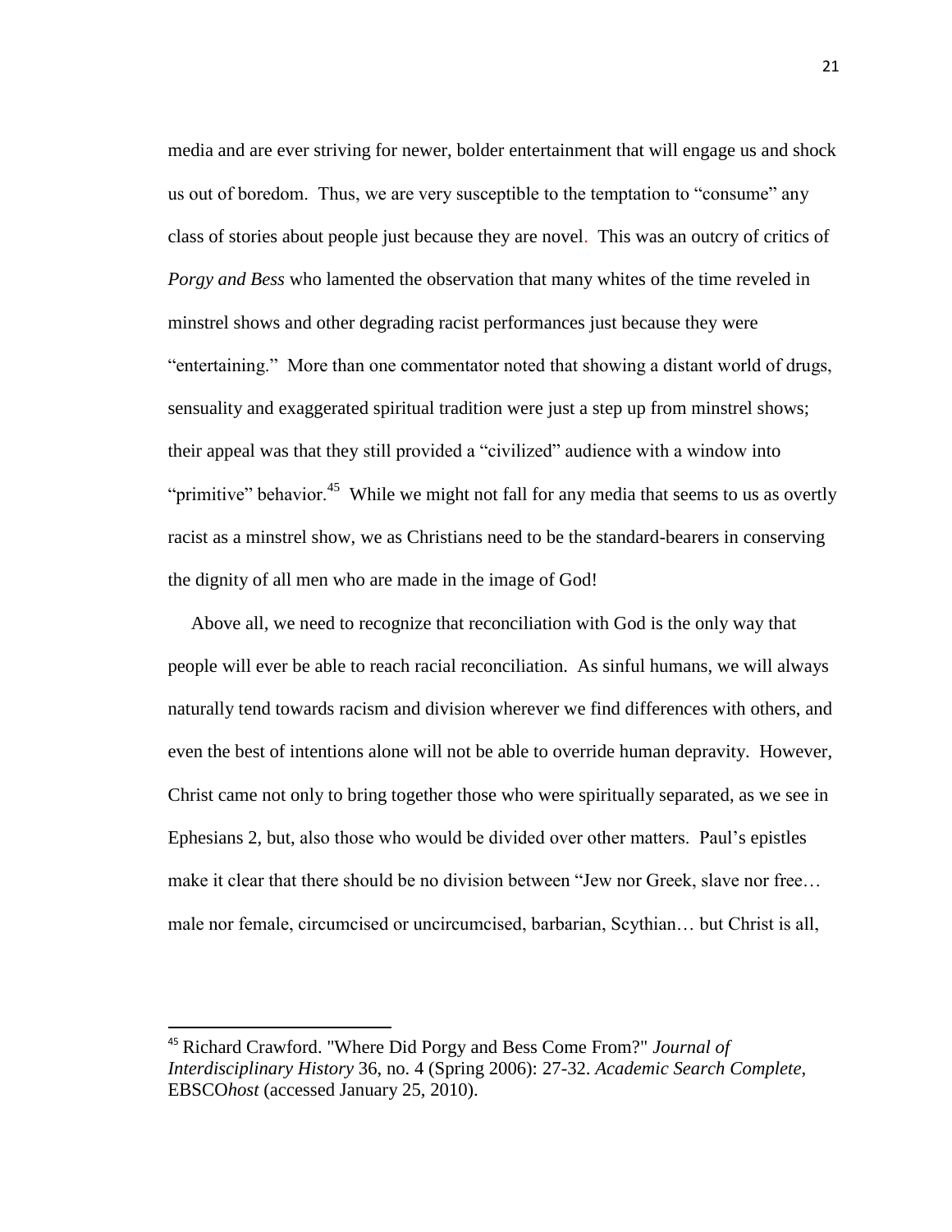media and are ever striving for newer, bolder entertainment that will engage us and shock us out of boredom. Thus, we are very susceptible to the temptation to "consume" any class of stories about people just because they are novel. This was an outcry of critics of *Porgy and Bess* who lamented the observation that many whites of the time reveled in minstrel shows and other degrading racist performances just because they were "entertaining." More than one commentator noted that showing a distant world of drugs, sensuality and exaggerated spiritual tradition were just a step up from minstrel shows; their appeal was that they still provided a "civilized" audience with a window into "primitive" behavior.[45] While we might not fall for any media that seems to us as overtly racist as a minstrel show, we as Christians need to be the standard-bearers in conserving the dignity of all men who are made in the image of God!

Above all, we need to recognize that reconciliation with God is the only way that people will ever be able to reach racial reconciliation. As sinful humans, we will always naturally tend towards racism and division wherever we find differences with others, and even the best of intentions alone will not be able to override human depravity. However, Christ came not only to bring together those who were spiritually separated, as we see in Ephesians 2, but, also those who would be divided over other matters. Paul's epistles make it clear that there should be no division between "Jew nor Greek, slave nor free… male nor female, circumcised or uncircumcised, barbarian, Scythian… but Christ is all,

---

[45] Richard Crawford. "Where Did Porgy and Bess Come From?" *Journal of Interdisciplinary History* 36, no. 4 (Spring 2006): 27-32. *Academic Search Complete*, EBSCO*host* (accessed January 25, 2010).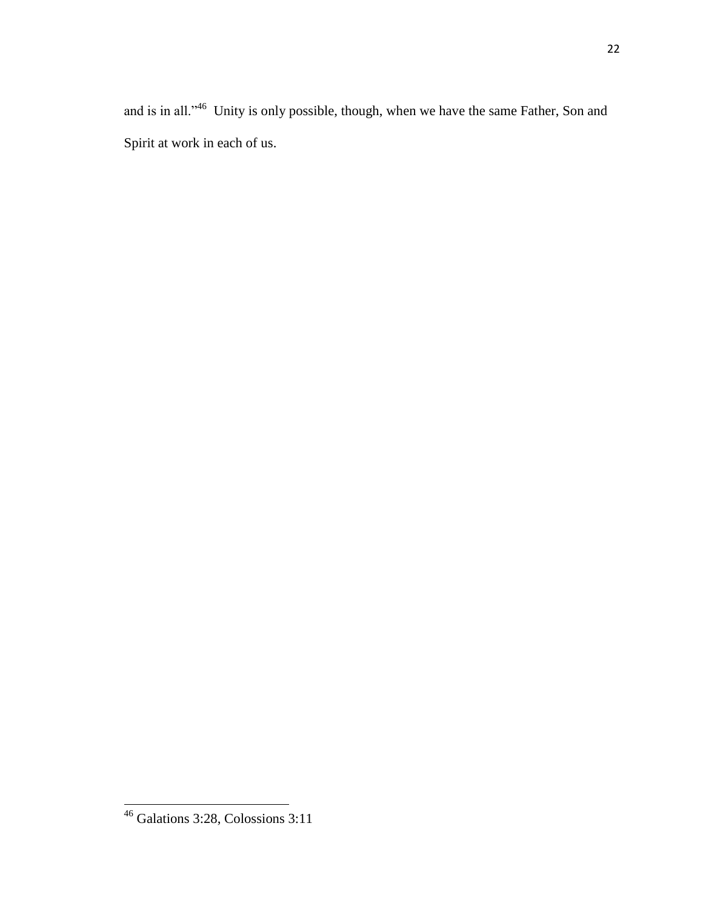and is in all."[46] Unity is only possible, though, when we have the same Father, Son and Spirit at work in each of us.

---

[46] Galations 3:28, Colossions 3:11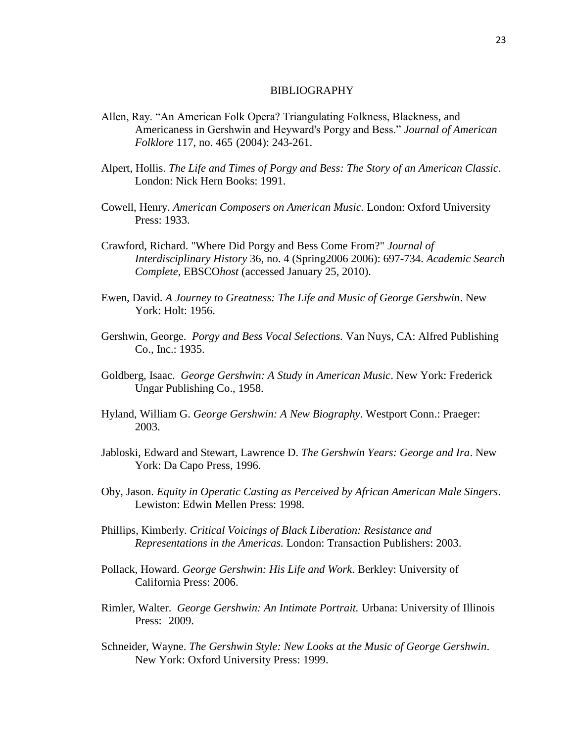# BIBLIOGRAPHY

Allen, Ray. “An American Folk Opera? Triangulating Folkness, Blackness, and Americaness in Gershwin and Heyward's Porgy and Bess.” *Journal of American Folklore* 117, no. 465 (2004): 243-261.

Alpert, Hollis. *The Life and Times of Porgy and Bess: The Story of an American Classic*. London: Nick Hern Books: 1991.

Cowell, Henry. *American Composers on American Music.* London: Oxford University Press: 1933.

Crawford, Richard. "Where Did Porgy and Bess Come From?" *Journal of Interdisciplinary History* 36, no. 4 (Spring2006 2006): 697-734. *Academic Search Complete*, EBSCO*host* (accessed January 25, 2010).

Ewen, David. *A Journey to Greatness: The Life and Music of George Gershwin*. New York: Holt: 1956.

Gershwin, George. *Porgy and Bess Vocal Selections.* Van Nuys, CA: Alfred Publishing Co., Inc.: 1935.

Goldberg, Isaac. *George Gershwin: A Study in American Music*. New York: Frederick Ungar Publishing Co., 1958.

Hyland, William G. *George Gershwin: A New Biography*. Westport Conn.: Praeger: 2003.

Jabloski, Edward and Stewart, Lawrence D. *The Gershwin Years: George and Ira*. New York: Da Capo Press, 1996.

Oby, Jason. *Equity in Operatic Casting as Perceived by African American Male Singers*. Lewiston: Edwin Mellen Press: 1998.

Phillips, Kimberly. *Critical Voicings of Black Liberation: Resistance and Representations in the Americas.* London: Transaction Publishers: 2003.

Pollack, Howard. *George Gershwin: His Life and Work*. Berkley: University of California Press: 2006.

Rimler, Walter. *George Gershwin: An Intimate Portrait.* Urbana: University of Illinois Press: 2009.

Schneider, Wayne. *The Gershwin Style: New Looks at the Music of George Gershwin*. New York: Oxford University Press: 1999.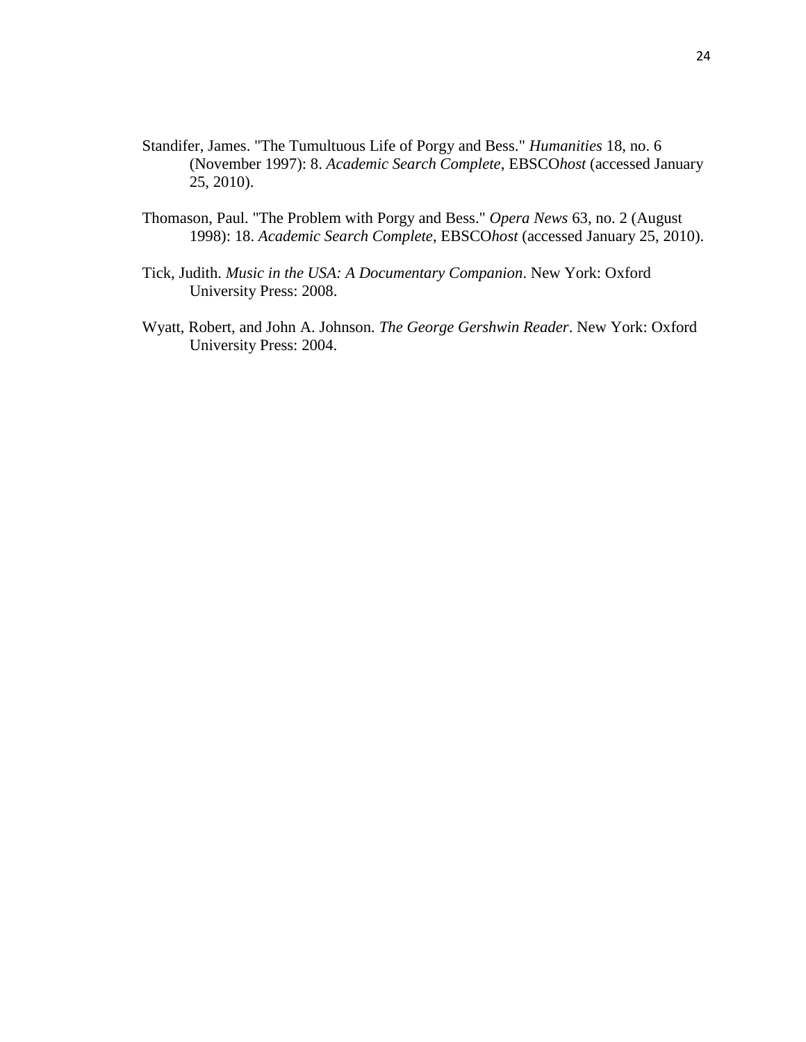Standifer, James. "The Tumultuous Life of Porgy and Bess." *Humanities* 18, no. 6 (November 1997): 8. *Academic Search Complete*, EBSCO*host* (accessed January 25, 2010).

Thomason, Paul. "The Problem with Porgy and Bess." *Opera News* 63, no. 2 (August 1998): 18. *Academic Search Complete*, EBSCO*host* (accessed January 25, 2010).

Tick, Judith. *Music in the USA: A Documentary Companion*. New York: Oxford University Press: 2008.

Wyatt, Robert, and John A. Johnson. *The George Gershwin Reader*. New York: Oxford University Press: 2004.